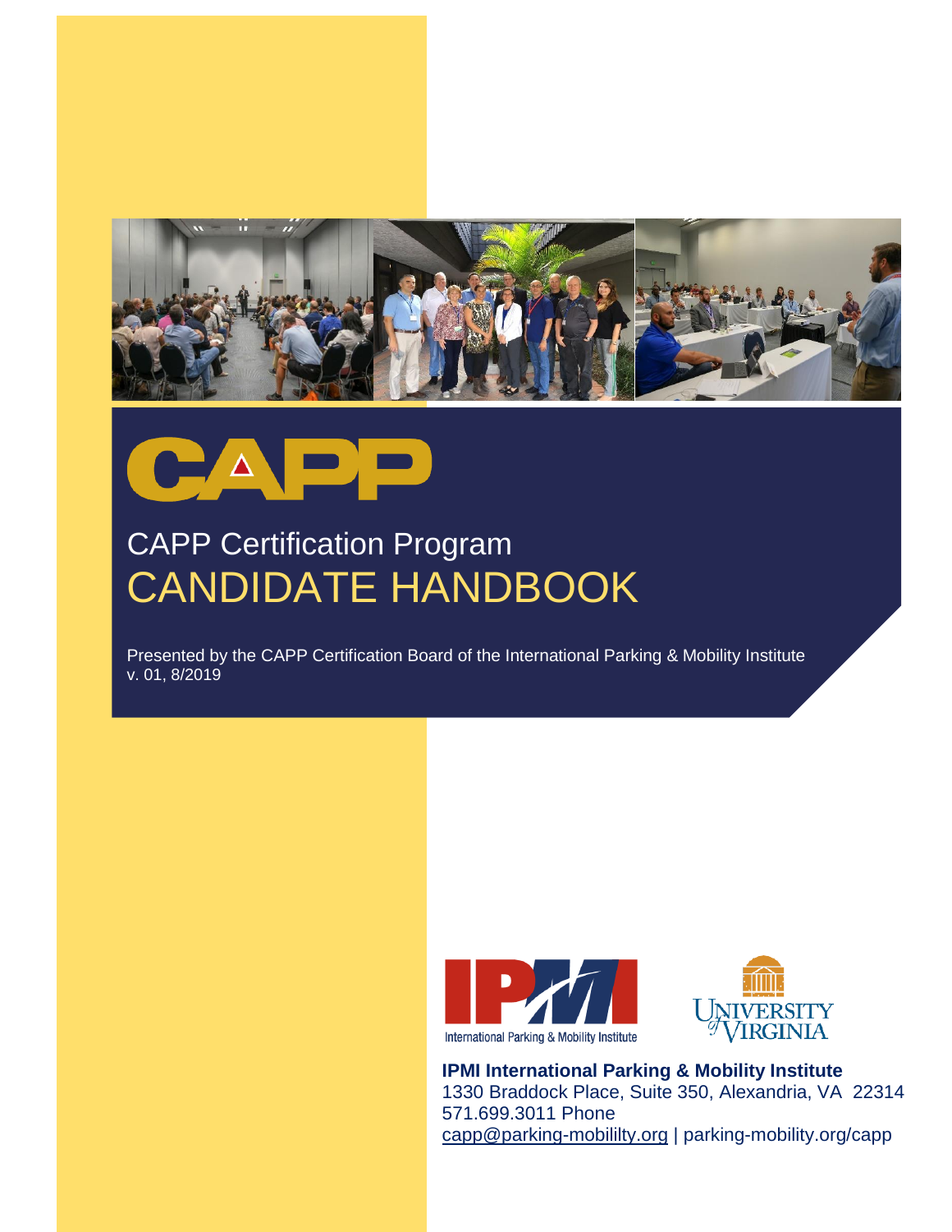# CAPP

## CAPP Certification Program

# CANDIDATE HANDBOOK

Presented by the CAPP Certification Board of the International Parking & Mobility Institute
v. 01, 8/2019

International Parking & Mobility Institute

University of Virginia

**IPMI International Parking & Mobility Institute**
1330 Braddock Place, Suite 350, Alexandria, VA 22314
571.699.3011 Phone
capp@parking-mobililty.org | parking-mobility.org/capp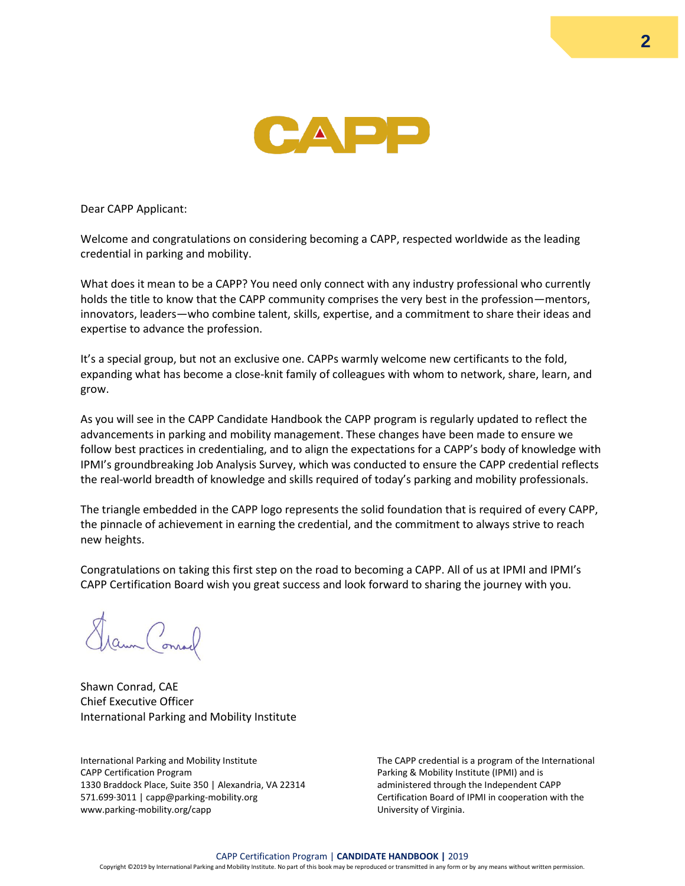Dear CAPP Applicant:

Welcome and congratulations on considering becoming a CAPP, respected worldwide as the leading credential in parking and mobility.

What does it mean to be a CAPP? You need only connect with any industry professional who currently holds the title to know that the CAPP community comprises the very best in the profession—mentors, innovators, leaders—who combine talent, skills, expertise, and a commitment to share their ideas and expertise to advance the profession.

It's a special group, but not an exclusive one. CAPPs warmly welcome new certificants to the fold, expanding what has become a close-knit family of colleagues with whom to network, share, learn, and grow.

As you will see in the CAPP Candidate Handbook the CAPP program is regularly updated to reflect the advancements in parking and mobility management. These changes have been made to ensure we follow best practices in credentialing, and to align the expectations for a CAPP's body of knowledge with IPMI's groundbreaking Job Analysis Survey, which was conducted to ensure the CAPP credential reflects the real-world breadth of knowledge and skills required of today's parking and mobility professionals.

The triangle embedded in the CAPP logo represents the solid foundation that is required of every CAPP, the pinnacle of achievement in earning the credential, and the commitment to always strive to reach new heights.

Congratulations on taking this first step on the road to becoming a CAPP. All of us at IPMI and IPMI's CAPP Certification Board wish you great success and look forward to sharing the journey with you.

Shawn Conrad, CAE
Chief Executive Officer
International Parking and Mobility Institute

International Parking and Mobility Institute
CAPP Certification Program
1330 Braddock Place, Suite 350 | Alexandria, VA 22314
571.699·3011 | capp@parking-mobility.org
www.parking-mobility.org/capp

The CAPP credential is a program of the International Parking & Mobility Institute (IPMI) and is administered through the Independent CAPP Certification Board of IPMI in cooperation with the University of Virginia.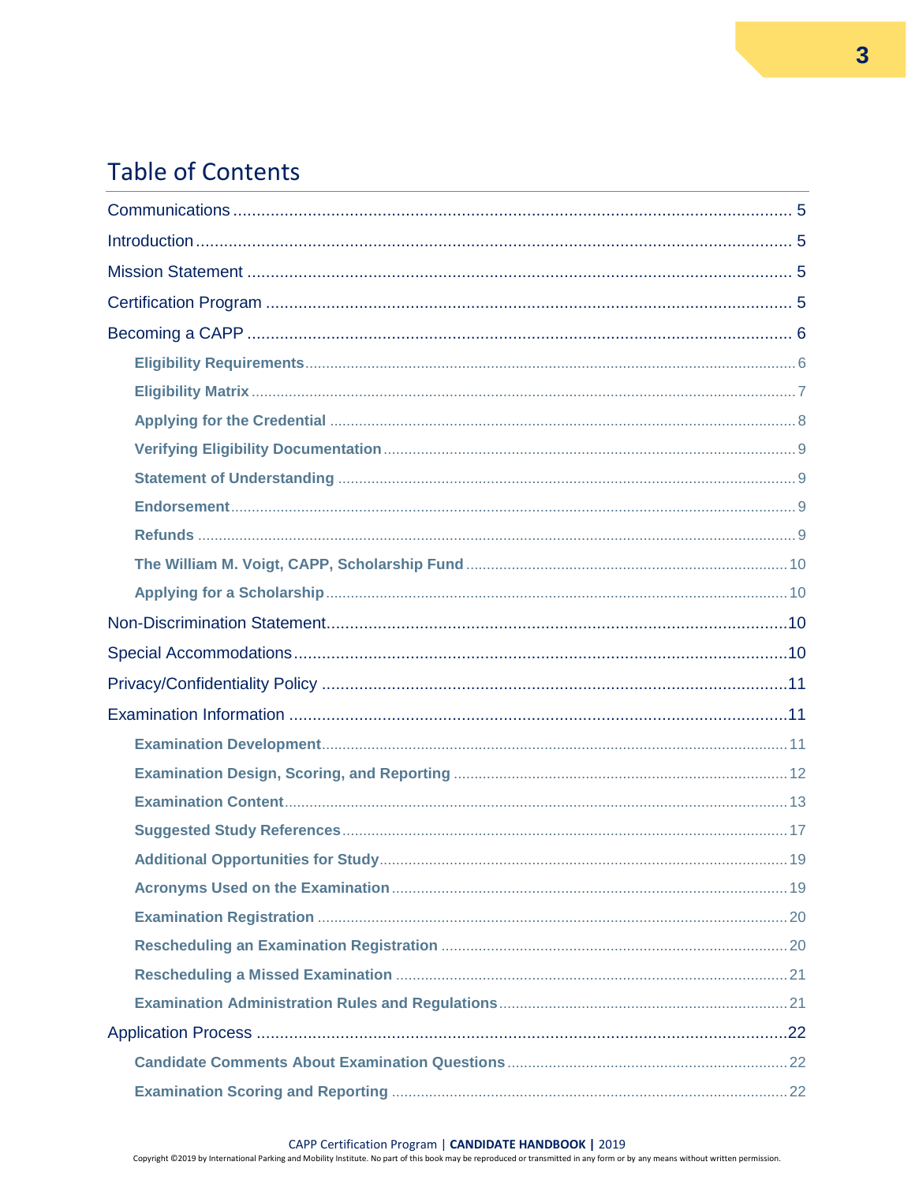# Table of Contents

- Communications ........ 5
- Introduction ........ 5
- Mission Statement ........ 5
- Certification Program ........ 5
- Becoming a CAPP ........ 6
  - **Eligibility Requirements** ........ 6
  - **Eligibility Matrix** ........ 7
  - **Applying for the Credential** ........ 8
  - **Verifying Eligibility Documentation** ........ 9
  - **Statement of Understanding** ........ 9
  - **Endorsement** ........ 9
  - **Refunds** ........ 9
  - **The William M. Voigt, CAPP, Scholarship Fund** ........ 10
  - **Applying for a Scholarship** ........ 10
- Non-Discrimination Statement ........ 10
- Special Accommodations ........ 10
- Privacy/Confidentiality Policy ........ 11
- Examination Information ........ 11
  - **Examination Development** ........ 11
  - **Examination Design, Scoring, and Reporting** ........ 12
  - **Examination Content** ........ 13
  - **Suggested Study References** ........ 17
  - **Additional Opportunities for Study** ........ 19
  - **Acronyms Used on the Examination** ........ 19
  - **Examination Registration** ........ 20
  - **Rescheduling an Examination Registration** ........ 20
  - **Rescheduling a Missed Examination** ........ 21
  - **Examination Administration Rules and Regulations** ........ 21
- Application Process ........ 22
  - **Candidate Comments About Examination Questions** ........ 22
  - **Examination Scoring and Reporting** ........ 22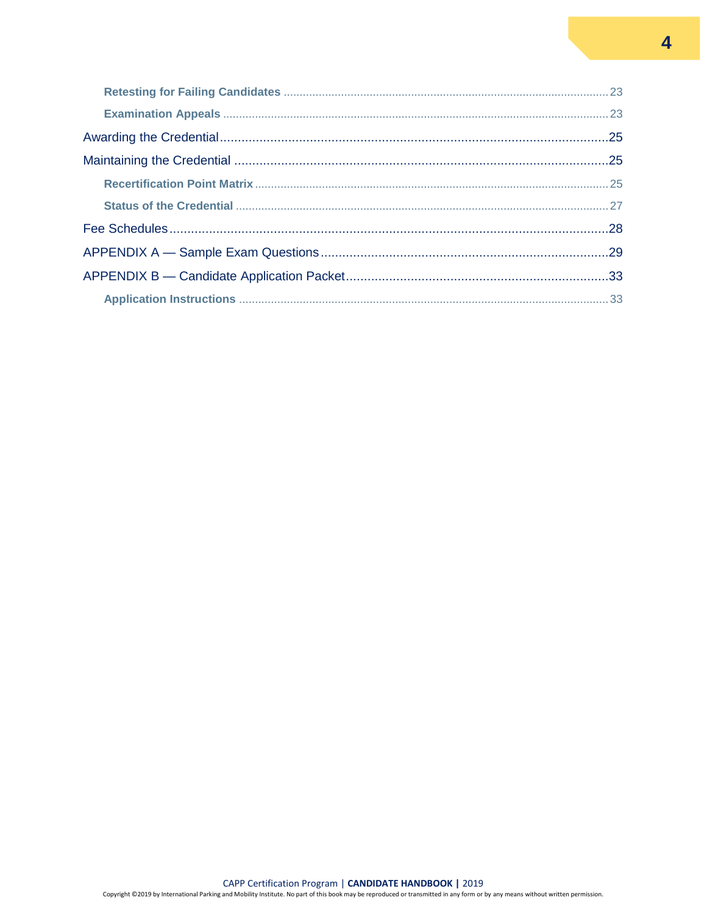Retesting for Failing Candidates ..... 23

Examination Appeals ..... 23

Awarding the Credential ..... 25

Maintaining the Credential ..... 25

Recertification Point Matrix ..... 25

Status of the Credential ..... 27

Fee Schedules ..... 28

APPENDIX A — Sample Exam Questions ..... 29

APPENDIX B — Candidate Application Packet ..... 33

Application Instructions ..... 33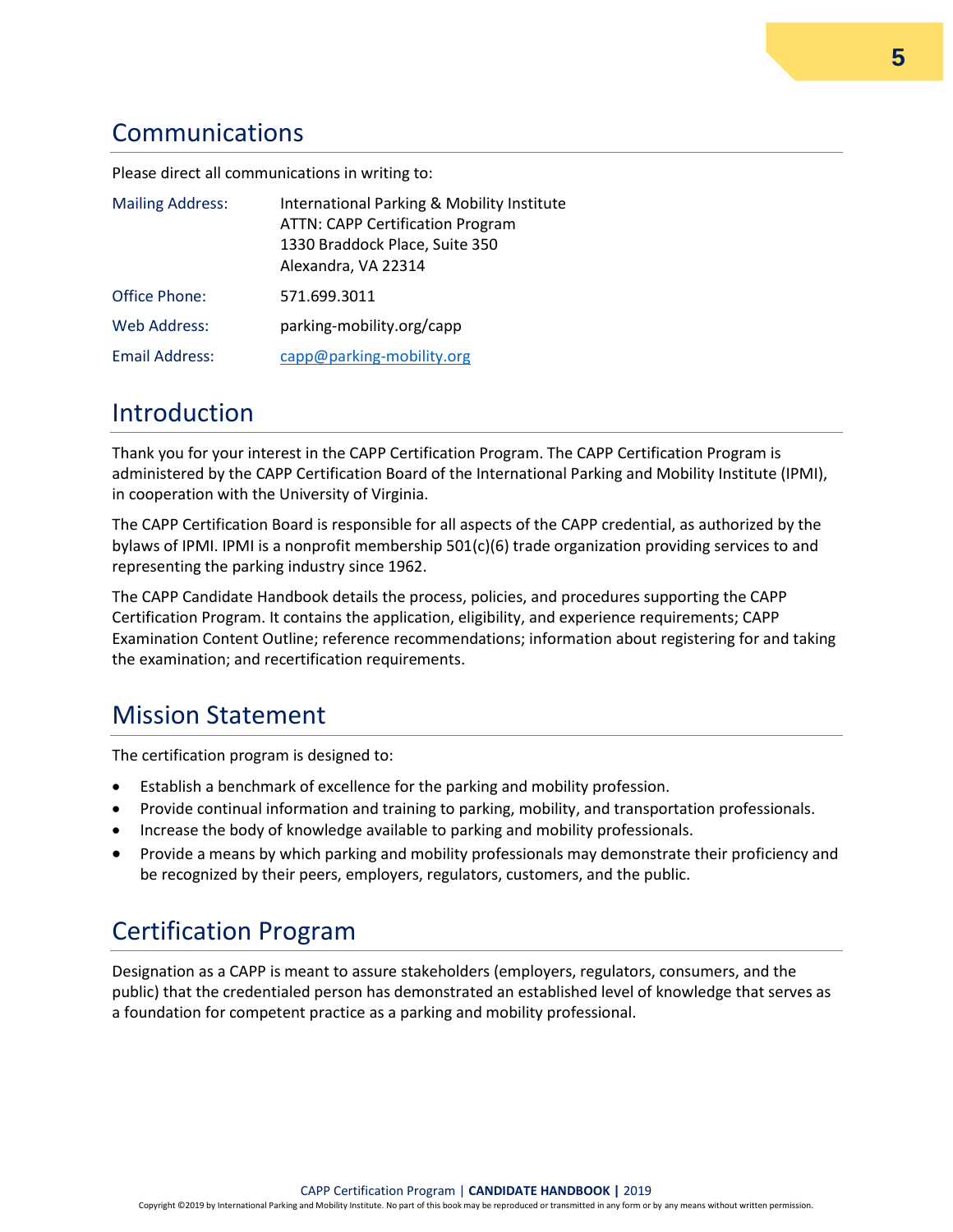## Communications

Please direct all communications in writing to:

| | |
|---|---|
| Mailing Address: | International Parking & Mobility Institute<br>ATTN: CAPP Certification Program<br>1330 Braddock Place, Suite 350<br>Alexandra, VA 22314 |
| Office Phone: | 571.699.3011 |
| Web Address: | parking-mobility.org/capp |
| Email Address: | capp@parking-mobility.org |

## Introduction

Thank you for your interest in the CAPP Certification Program. The CAPP Certification Program is administered by the CAPP Certification Board of the International Parking and Mobility Institute (IPMI), in cooperation with the University of Virginia.

The CAPP Certification Board is responsible for all aspects of the CAPP credential, as authorized by the bylaws of IPMI. IPMI is a nonprofit membership 501(c)(6) trade organization providing services to and representing the parking industry since 1962.

The CAPP Candidate Handbook details the process, policies, and procedures supporting the CAPP Certification Program. It contains the application, eligibility, and experience requirements; CAPP Examination Content Outline; reference recommendations; information about registering for and taking the examination; and recertification requirements.

## Mission Statement

The certification program is designed to:

- Establish a benchmark of excellence for the parking and mobility profession.
- Provide continual information and training to parking, mobility, and transportation professionals.
- Increase the body of knowledge available to parking and mobility professionals.
- Provide a means by which parking and mobility professionals may demonstrate their proficiency and be recognized by their peers, employers, regulators, customers, and the public.

## Certification Program

Designation as a CAPP is meant to assure stakeholders (employers, regulators, consumers, and the public) that the credentialed person has demonstrated an established level of knowledge that serves as a foundation for competent practice as a parking and mobility professional.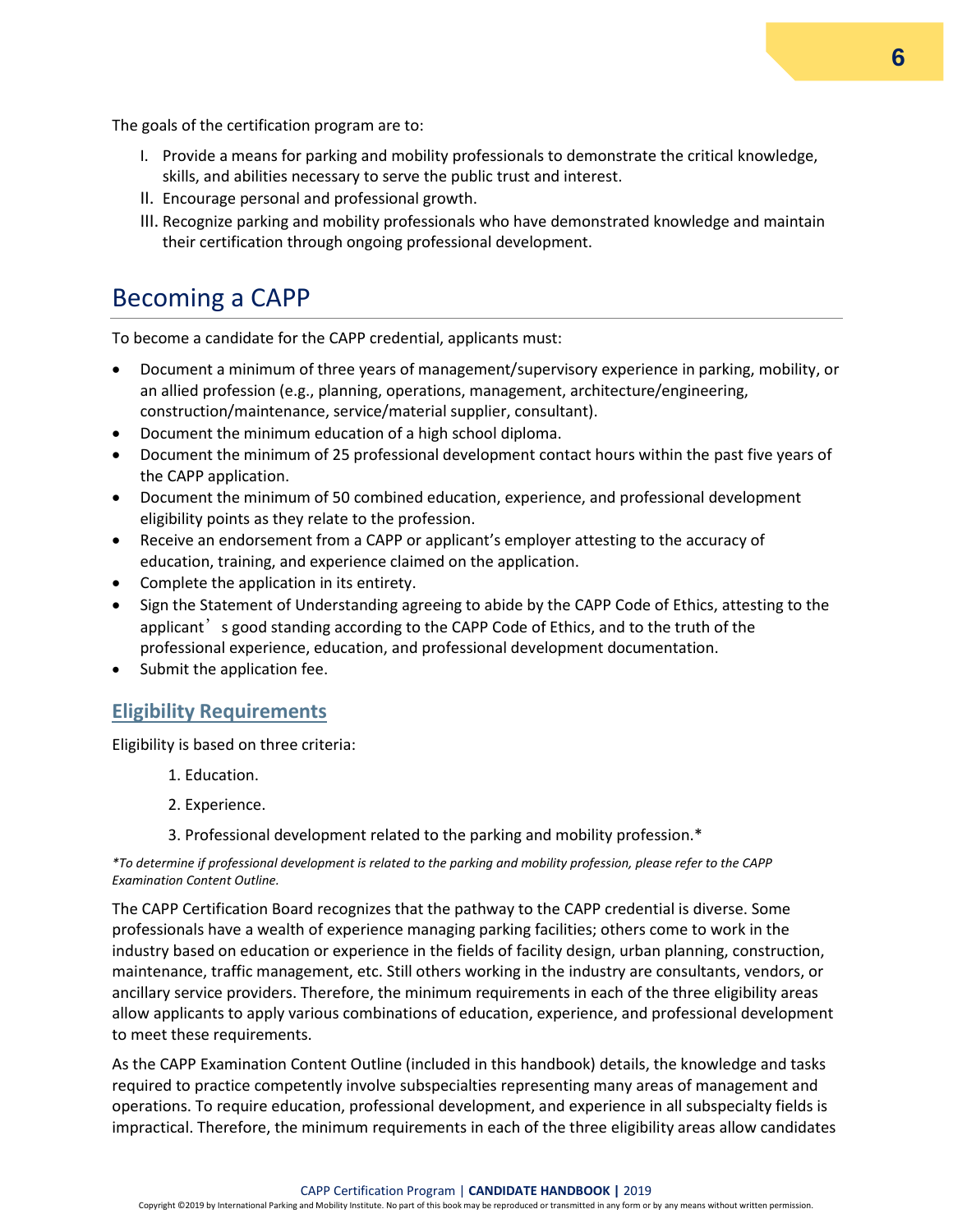The goals of the certification program are to:

I. Provide a means for parking and mobility professionals to demonstrate the critical knowledge, skills, and abilities necessary to serve the public trust and interest.
II. Encourage personal and professional growth.
III. Recognize parking and mobility professionals who have demonstrated knowledge and maintain their certification through ongoing professional development.

# Becoming a CAPP

To become a candidate for the CAPP credential, applicants must:

- Document a minimum of three years of management/supervisory experience in parking, mobility, or an allied profession (e.g., planning, operations, management, architecture/engineering, construction/maintenance, service/material supplier, consultant).
- Document the minimum education of a high school diploma.
- Document the minimum of 25 professional development contact hours within the past five years of the CAPP application.
- Document the minimum of 50 combined education, experience, and professional development eligibility points as they relate to the profession.
- Receive an endorsement from a CAPP or applicant's employer attesting to the accuracy of education, training, and experience claimed on the application.
- Complete the application in its entirety.
- Sign the Statement of Understanding agreeing to abide by the CAPP Code of Ethics, attesting to the applicant's good standing according to the CAPP Code of Ethics, and to the truth of the professional experience, education, and professional development documentation.
- Submit the application fee.

## Eligibility Requirements

Eligibility is based on three criteria:

1. Education.
2. Experience.
3. Professional development related to the parking and mobility profession.*

*\*To determine if professional development is related to the parking and mobility profession, please refer to the CAPP Examination Content Outline.*

The CAPP Certification Board recognizes that the pathway to the CAPP credential is diverse. Some professionals have a wealth of experience managing parking facilities; others come to work in the industry based on education or experience in the fields of facility design, urban planning, construction, maintenance, traffic management, etc. Still others working in the industry are consultants, vendors, or ancillary service providers. Therefore, the minimum requirements in each of the three eligibility areas allow applicants to apply various combinations of education, experience, and professional development to meet these requirements.

As the CAPP Examination Content Outline (included in this handbook) details, the knowledge and tasks required to practice competently involve subspecialties representing many areas of management and operations. To require education, professional development, and experience in all subspecialty fields is impractical. Therefore, the minimum requirements in each of the three eligibility areas allow candidates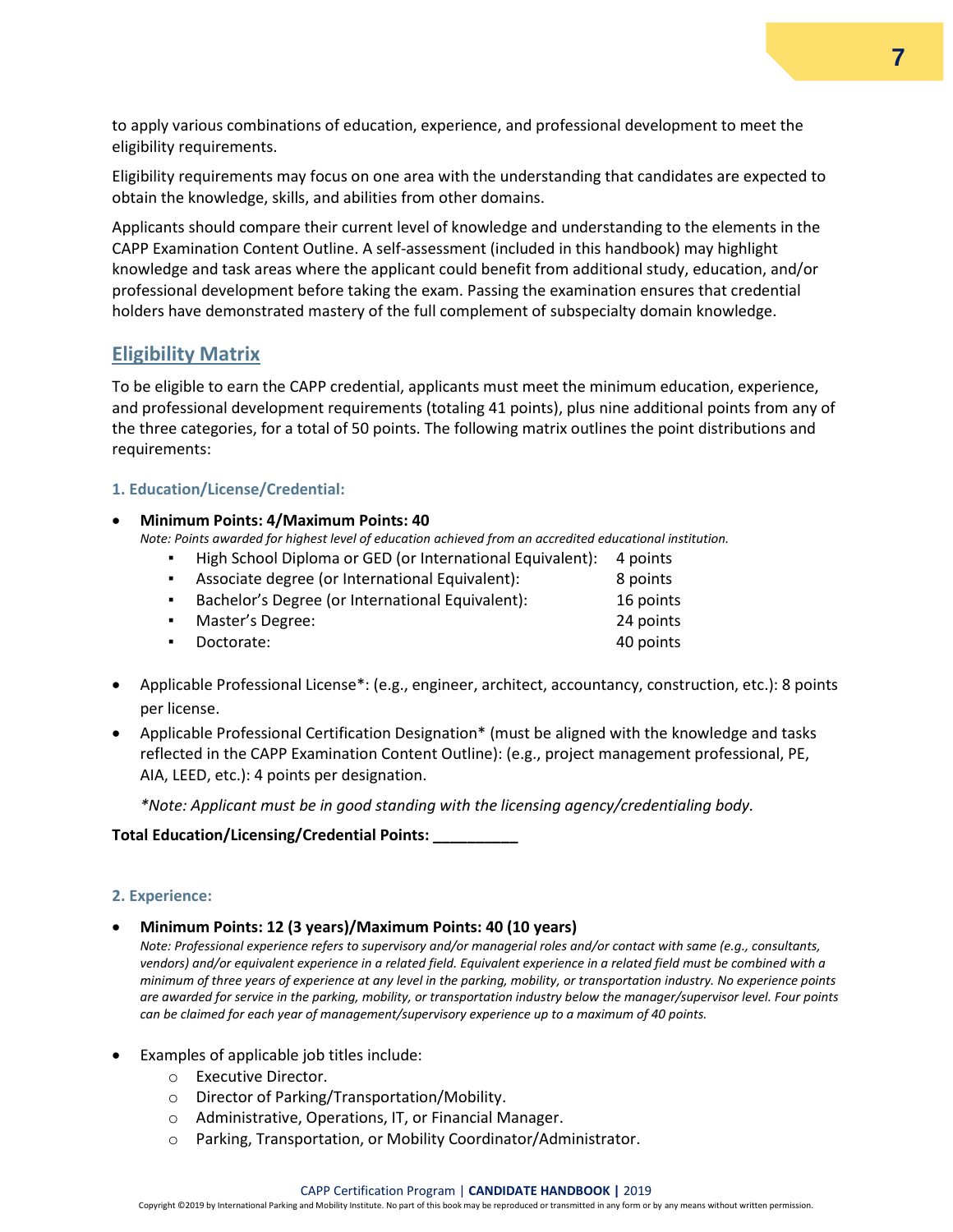to apply various combinations of education, experience, and professional development to meet the eligibility requirements.

Eligibility requirements may focus on one area with the understanding that candidates are expected to obtain the knowledge, skills, and abilities from other domains.

Applicants should compare their current level of knowledge and understanding to the elements in the CAPP Examination Content Outline. A self-assessment (included in this handbook) may highlight knowledge and task areas where the applicant could benefit from additional study, education, and/or professional development before taking the exam. Passing the examination ensures that credential holders have demonstrated mastery of the full complement of subspecialty domain knowledge.

## Eligibility Matrix

To be eligible to earn the CAPP credential, applicants must meet the minimum education, experience, and professional development requirements (totaling 41 points), plus nine additional points from any of the three categories, for a total of 50 points. The following matrix outlines the point distributions and requirements:

### 1. Education/License/Credential:

- **Minimum Points: 4/Maximum Points: 40**
  *Note: Points awarded for highest level of education achieved from an accredited educational institution.*
  - High School Diploma or GED (or International Equivalent): 4 points
  - Associate degree (or International Equivalent): 8 points
  - Bachelor's Degree (or International Equivalent): 16 points
  - Master's Degree: 24 points
  - Doctorate: 40 points
- Applicable Professional License*: (e.g., engineer, architect, accountancy, construction, etc.): 8 points per license.
- Applicable Professional Certification Designation* (must be aligned with the knowledge and tasks reflected in the CAPP Examination Content Outline): (e.g., project management professional, PE, AIA, LEED, etc.): 4 points per designation.

  **Note: Applicant must be in good standing with the licensing agency/credentialing body.*

**Total Education/Licensing/Credential Points: __________**

### 2. Experience:

- **Minimum Points: 12 (3 years)/Maximum Points: 40 (10 years)**
  *Note: Professional experience refers to supervisory and/or managerial roles and/or contact with same (e.g., consultants, vendors) and/or equivalent experience in a related field. Equivalent experience in a related field must be combined with a minimum of three years of experience at any level in the parking, mobility, or transportation industry. No experience points are awarded for service in the parking, mobility, or transportation industry below the manager/supervisor level. Four points can be claimed for each year of management/supervisory experience up to a maximum of 40 points.*

- Examples of applicable job titles include:
  - Executive Director.
  - Director of Parking/Transportation/Mobility.
  - Administrative, Operations, IT, or Financial Manager.
  - Parking, Transportation, or Mobility Coordinator/Administrator.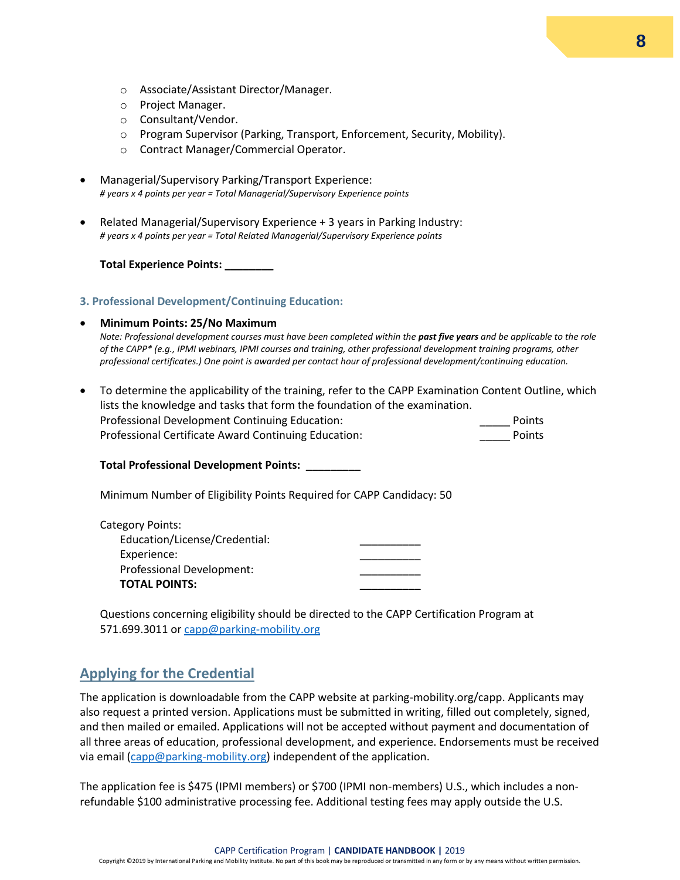- Associate/Assistant Director/Manager.
  - Project Manager.
  - Consultant/Vendor.
  - Program Supervisor (Parking, Transport, Enforcement, Security, Mobility).
  - Contract Manager/Commercial Operator.

- Managerial/Supervisory Parking/Transport Experience:
  *# years x 4 points per year = Total Managerial/Supervisory Experience points*

- Related Managerial/Supervisory Experience + 3 years in Parking Industry:
  *# years x 4 points per year = Total Related Managerial/Supervisory Experience points*

**Total Experience Points: ________**

### 3. Professional Development/Continuing Education:

- **Minimum Points: 25/No Maximum**
  *Note: Professional development courses must have been completed within the* ***past five years*** *and be applicable to the role of the CAPP* (e.g., IPMI webinars, IPMI courses and training, other professional development training programs, other professional certificates.) One point is awarded per contact hour of professional development/continuing education.*

- To determine the applicability of the training, refer to the CAPP Examination Content Outline, which lists the knowledge and tasks that form the foundation of the examination.
  Professional Development Continuing Education: _____ Points
  Professional Certificate Award Continuing Education: _____ Points

**Total Professional Development Points: _________**

Minimum Number of Eligibility Points Required for CAPP Candidacy: 50

Category Points:

| | |
|---|---|
| Education/License/Credential: | __________ |
| Experience: | __________ |
| Professional Development: | __________ |
| **TOTAL POINTS:** | __________ |

Questions concerning eligibility should be directed to the CAPP Certification Program at 571.699.3011 or capp@parking-mobility.org

## Applying for the Credential

The application is downloadable from the CAPP website at parking-mobility.org/capp. Applicants may also request a printed version. Applications must be submitted in writing, filled out completely, signed, and then mailed or emailed. Applications will not be accepted without payment and documentation of all three areas of education, professional development, and experience. Endorsements must be received via email (capp@parking-mobility.org) independent of the application.

The application fee is $475 (IPMI members) or $700 (IPMI non-members) U.S., which includes a non-refundable $100 administrative processing fee. Additional testing fees may apply outside the U.S.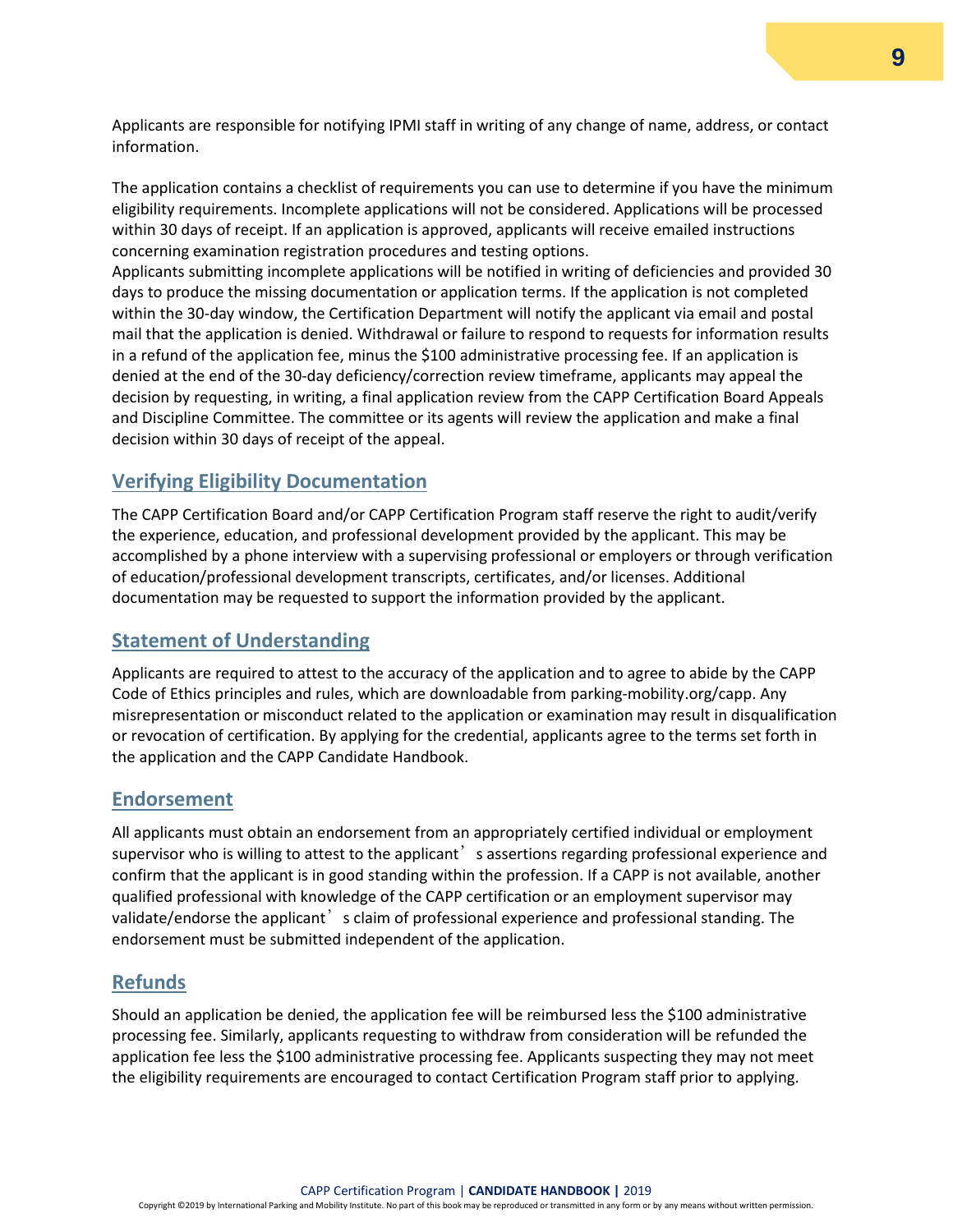Applicants are responsible for notifying IPMI staff in writing of any change of name, address, or contact information.

The application contains a checklist of requirements you can use to determine if you have the minimum eligibility requirements. Incomplete applications will not be considered. Applications will be processed within 30 days of receipt. If an application is approved, applicants will receive emailed instructions concerning examination registration procedures and testing options.
Applicants submitting incomplete applications will be notified in writing of deficiencies and provided 30 days to produce the missing documentation or application terms. If the application is not completed within the 30-day window, the Certification Department will notify the applicant via email and postal mail that the application is denied. Withdrawal or failure to respond to requests for information results in a refund of the application fee, minus the $100 administrative processing fee. If an application is denied at the end of the 30-day deficiency/correction review timeframe, applicants may appeal the decision by requesting, in writing, a final application review from the CAPP Certification Board Appeals and Discipline Committee. The committee or its agents will review the application and make a final decision within 30 days of receipt of the appeal.

## Verifying Eligibility Documentation

The CAPP Certification Board and/or CAPP Certification Program staff reserve the right to audit/verify the experience, education, and professional development provided by the applicant. This may be accomplished by a phone interview with a supervising professional or employers or through verification of education/professional development transcripts, certificates, and/or licenses. Additional documentation may be requested to support the information provided by the applicant.

## Statement of Understanding

Applicants are required to attest to the accuracy of the application and to agree to abide by the CAPP Code of Ethics principles and rules, which are downloadable from parking-mobility.org/capp. Any misrepresentation or misconduct related to the application or examination may result in disqualification or revocation of certification. By applying for the credential, applicants agree to the terms set forth in the application and the CAPP Candidate Handbook.

## Endorsement

All applicants must obtain an endorsement from an appropriately certified individual or employment supervisor who is willing to attest to the applicant's assertions regarding professional experience and confirm that the applicant is in good standing within the profession. If a CAPP is not available, another qualified professional with knowledge of the CAPP certification or an employment supervisor may validate/endorse the applicant's claim of professional experience and professional standing. The endorsement must be submitted independent of the application.

## Refunds

Should an application be denied, the application fee will be reimbursed less the $100 administrative processing fee. Similarly, applicants requesting to withdraw from consideration will be refunded the application fee less the $100 administrative processing fee. Applicants suspecting they may not meet the eligibility requirements are encouraged to contact Certification Program staff prior to applying.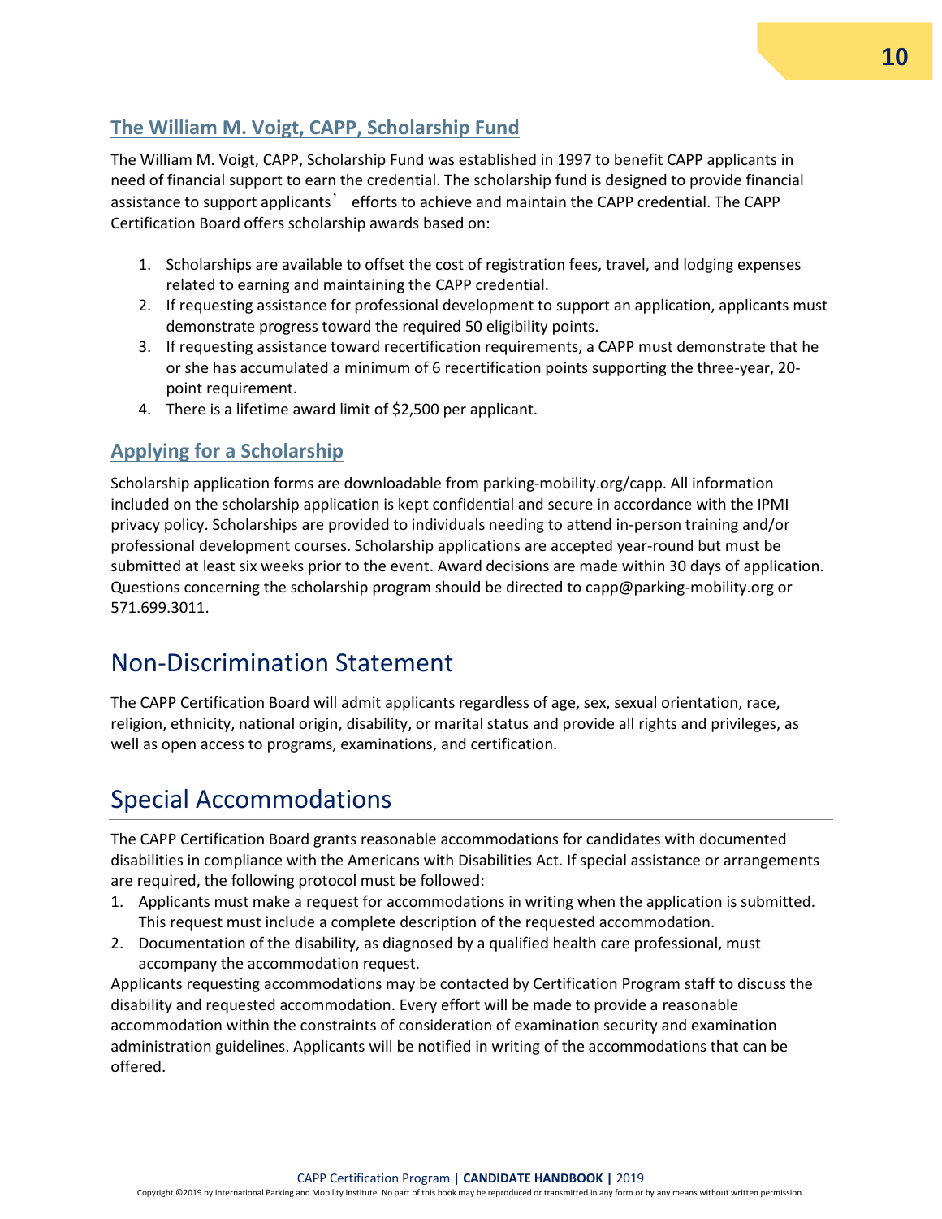### The William M. Voigt, CAPP, Scholarship Fund

The William M. Voigt, CAPP, Scholarship Fund was established in 1997 to benefit CAPP applicants in need of financial support to earn the credential. The scholarship fund is designed to provide financial assistance to support applicants' efforts to achieve and maintain the CAPP credential. The CAPP Certification Board offers scholarship awards based on:

1. Scholarships are available to offset the cost of registration fees, travel, and lodging expenses related to earning and maintaining the CAPP credential.
2. If requesting assistance for professional development to support an application, applicants must demonstrate progress toward the required 50 eligibility points.
3. If requesting assistance toward recertification requirements, a CAPP must demonstrate that he or she has accumulated a minimum of 6 recertification points supporting the three-year, 20-point requirement.
4. There is a lifetime award limit of $2,500 per applicant.

### Applying for a Scholarship

Scholarship application forms are downloadable from parking-mobility.org/capp. All information included on the scholarship application is kept confidential and secure in accordance with the IPMI privacy policy. Scholarships are provided to individuals needing to attend in-person training and/or professional development courses. Scholarship applications are accepted year-round but must be submitted at least six weeks prior to the event. Award decisions are made within 30 days of application. Questions concerning the scholarship program should be directed to capp@parking-mobility.org or 571.699.3011.

## Non-Discrimination Statement

The CAPP Certification Board will admit applicants regardless of age, sex, sexual orientation, race, religion, ethnicity, national origin, disability, or marital status and provide all rights and privileges, as well as open access to programs, examinations, and certification.

## Special Accommodations

The CAPP Certification Board grants reasonable accommodations for candidates with documented disabilities in compliance with the Americans with Disabilities Act. If special assistance or arrangements are required, the following protocol must be followed:

1. Applicants must make a request for accommodations in writing when the application is submitted. This request must include a complete description of the requested accommodation.
2. Documentation of the disability, as diagnosed by a qualified health care professional, must accompany the accommodation request.

Applicants requesting accommodations may be contacted by Certification Program staff to discuss the disability and requested accommodation. Every effort will be made to provide a reasonable accommodation within the constraints of consideration of examination security and examination administration guidelines. Applicants will be notified in writing of the accommodations that can be offered.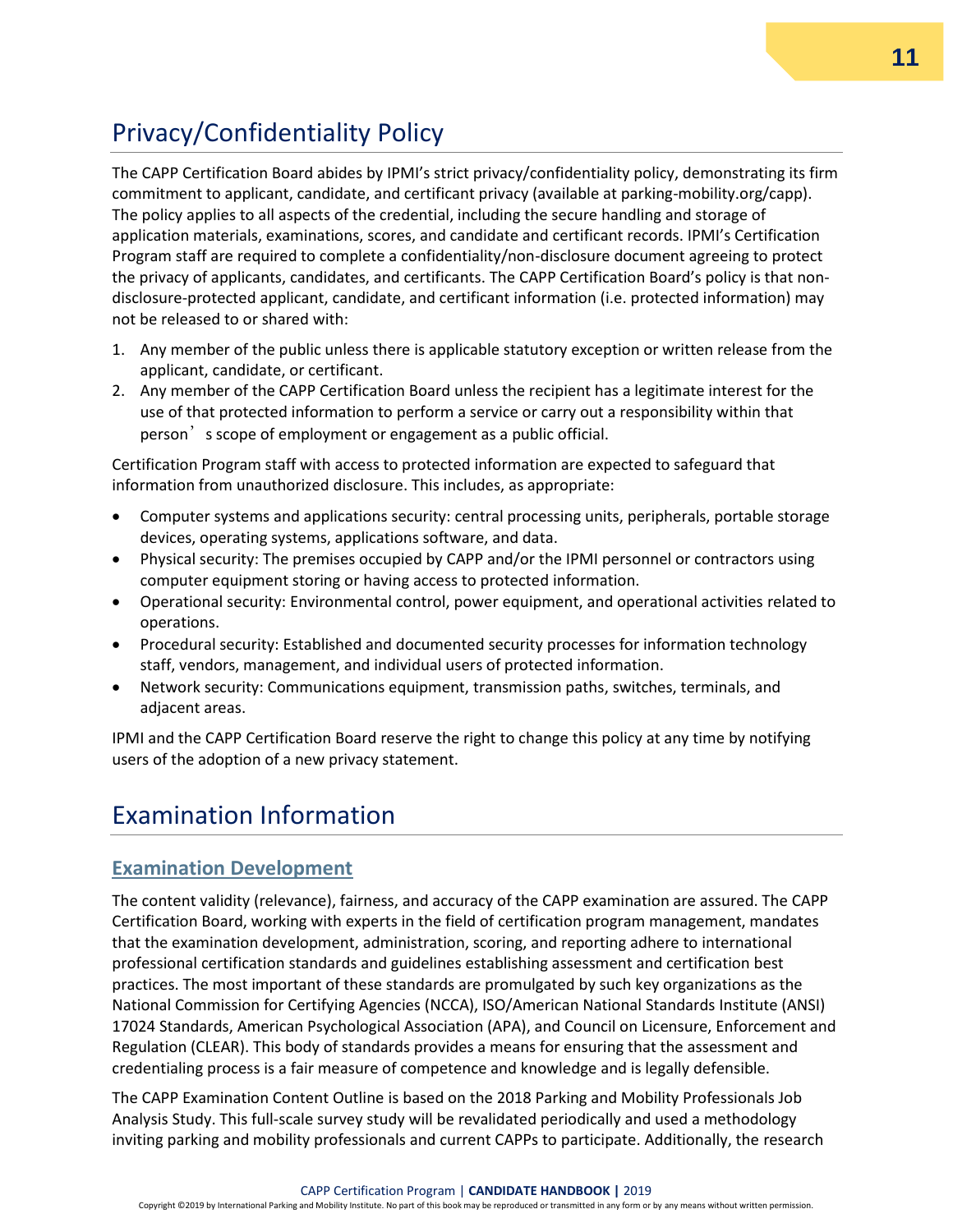# Privacy/Confidentiality Policy

The CAPP Certification Board abides by IPMI's strict privacy/confidentiality policy, demonstrating its firm commitment to applicant, candidate, and certificant privacy (available at parking-mobility.org/capp). The policy applies to all aspects of the credential, including the secure handling and storage of application materials, examinations, scores, and candidate and certificant records. IPMI's Certification Program staff are required to complete a confidentiality/non-disclosure document agreeing to protect the privacy of applicants, candidates, and certificants. The CAPP Certification Board's policy is that non-disclosure-protected applicant, candidate, and certificant information (i.e. protected information) may not be released to or shared with:

1. Any member of the public unless there is applicable statutory exception or written release from the applicant, candidate, or certificant.
2. Any member of the CAPP Certification Board unless the recipient has a legitimate interest for the use of that protected information to perform a service or carry out a responsibility within that person's scope of employment or engagement as a public official.

Certification Program staff with access to protected information are expected to safeguard that information from unauthorized disclosure. This includes, as appropriate:

- Computer systems and applications security: central processing units, peripherals, portable storage devices, operating systems, applications software, and data.
- Physical security: The premises occupied by CAPP and/or the IPMI personnel or contractors using computer equipment storing or having access to protected information.
- Operational security: Environmental control, power equipment, and operational activities related to operations.
- Procedural security: Established and documented security processes for information technology staff, vendors, management, and individual users of protected information.
- Network security: Communications equipment, transmission paths, switches, terminals, and adjacent areas.

IPMI and the CAPP Certification Board reserve the right to change this policy at any time by notifying users of the adoption of a new privacy statement.

# Examination Information

## Examination Development

The content validity (relevance), fairness, and accuracy of the CAPP examination are assured. The CAPP Certification Board, working with experts in the field of certification program management, mandates that the examination development, administration, scoring, and reporting adhere to international professional certification standards and guidelines establishing assessment and certification best practices. The most important of these standards are promulgated by such key organizations as the National Commission for Certifying Agencies (NCCA), ISO/American National Standards Institute (ANSI) 17024 Standards, American Psychological Association (APA), and Council on Licensure, Enforcement and Regulation (CLEAR). This body of standards provides a means for ensuring that the assessment and credentialing process is a fair measure of competence and knowledge and is legally defensible.

The CAPP Examination Content Outline is based on the 2018 Parking and Mobility Professionals Job Analysis Study. This full-scale survey study will be revalidated periodically and used a methodology inviting parking and mobility professionals and current CAPPs to participate. Additionally, the research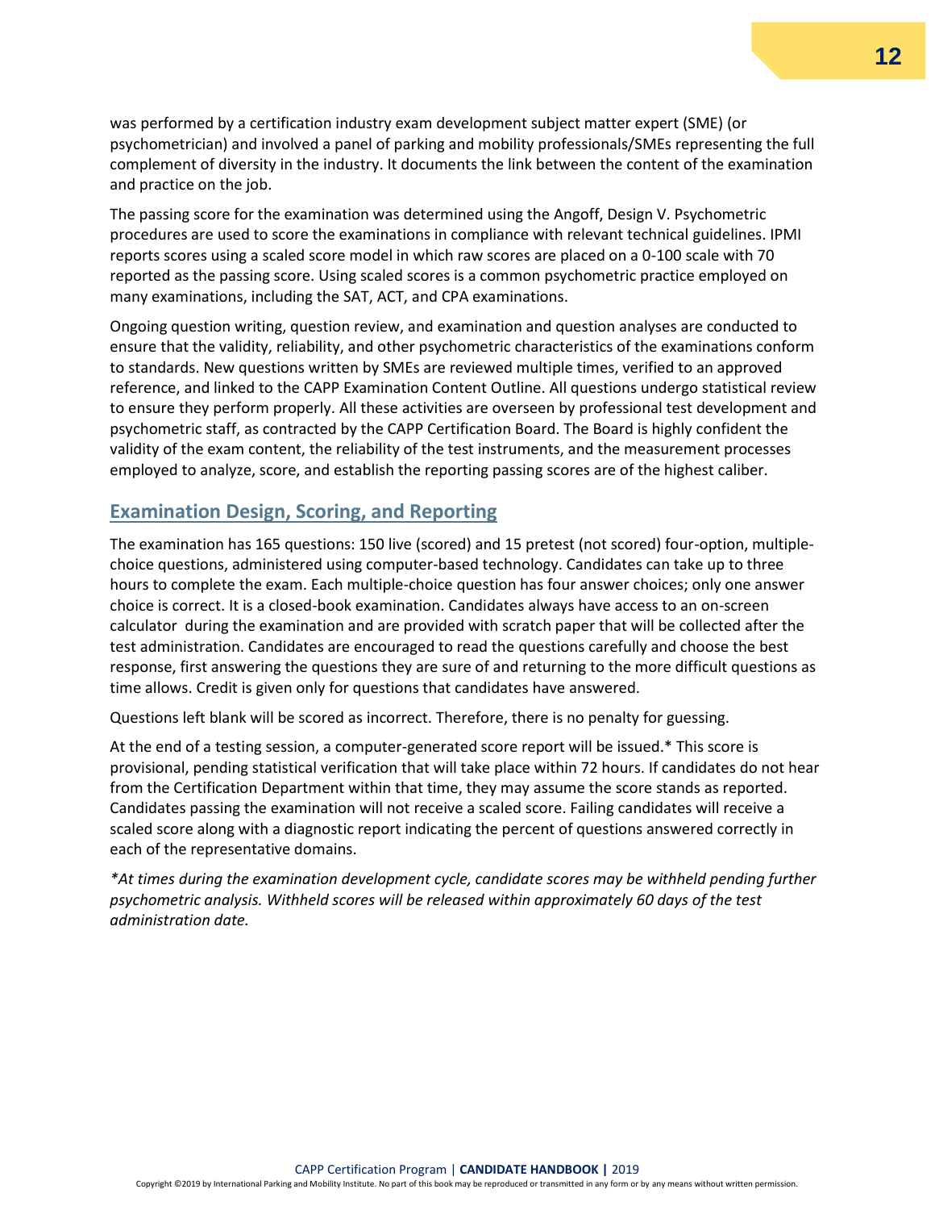was performed by a certification industry exam development subject matter expert (SME) (or psychometrician) and involved a panel of parking and mobility professionals/SMEs representing the full complement of diversity in the industry. It documents the link between the content of the examination and practice on the job.

The passing score for the examination was determined using the Angoff, Design V. Psychometric procedures are used to score the examinations in compliance with relevant technical guidelines. IPMI reports scores using a scaled score model in which raw scores are placed on a 0-100 scale with 70 reported as the passing score. Using scaled scores is a common psychometric practice employed on many examinations, including the SAT, ACT, and CPA examinations.

Ongoing question writing, question review, and examination and question analyses are conducted to ensure that the validity, reliability, and other psychometric characteristics of the examinations conform to standards. New questions written by SMEs are reviewed multiple times, verified to an approved reference, and linked to the CAPP Examination Content Outline. All questions undergo statistical review to ensure they perform properly. All these activities are overseen by professional test development and psychometric staff, as contracted by the CAPP Certification Board. The Board is highly confident the validity of the exam content, the reliability of the test instruments, and the measurement processes employed to analyze, score, and establish the reporting passing scores are of the highest caliber.

## Examination Design, Scoring, and Reporting

The examination has 165 questions: 150 live (scored) and 15 pretest (not scored) four-option, multiple-choice questions, administered using computer-based technology. Candidates can take up to three hours to complete the exam. Each multiple-choice question has four answer choices; only one answer choice is correct. It is a closed-book examination. Candidates always have access to an on-screen calculator during the examination and are provided with scratch paper that will be collected after the test administration. Candidates are encouraged to read the questions carefully and choose the best response, first answering the questions they are sure of and returning to the more difficult questions as time allows. Credit is given only for questions that candidates have answered.

Questions left blank will be scored as incorrect. Therefore, there is no penalty for guessing.

At the end of a testing session, a computer-generated score report will be issued.* This score is provisional, pending statistical verification that will take place within 72 hours. If candidates do not hear from the Certification Department within that time, they may assume the score stands as reported. Candidates passing the examination will not receive a scaled score. Failing candidates will receive a scaled score along with a diagnostic report indicating the percent of questions answered correctly in each of the representative domains.

*\*At times during the examination development cycle, candidate scores may be withheld pending further psychometric analysis. Withheld scores will be released within approximately 60 days of the test administration date.*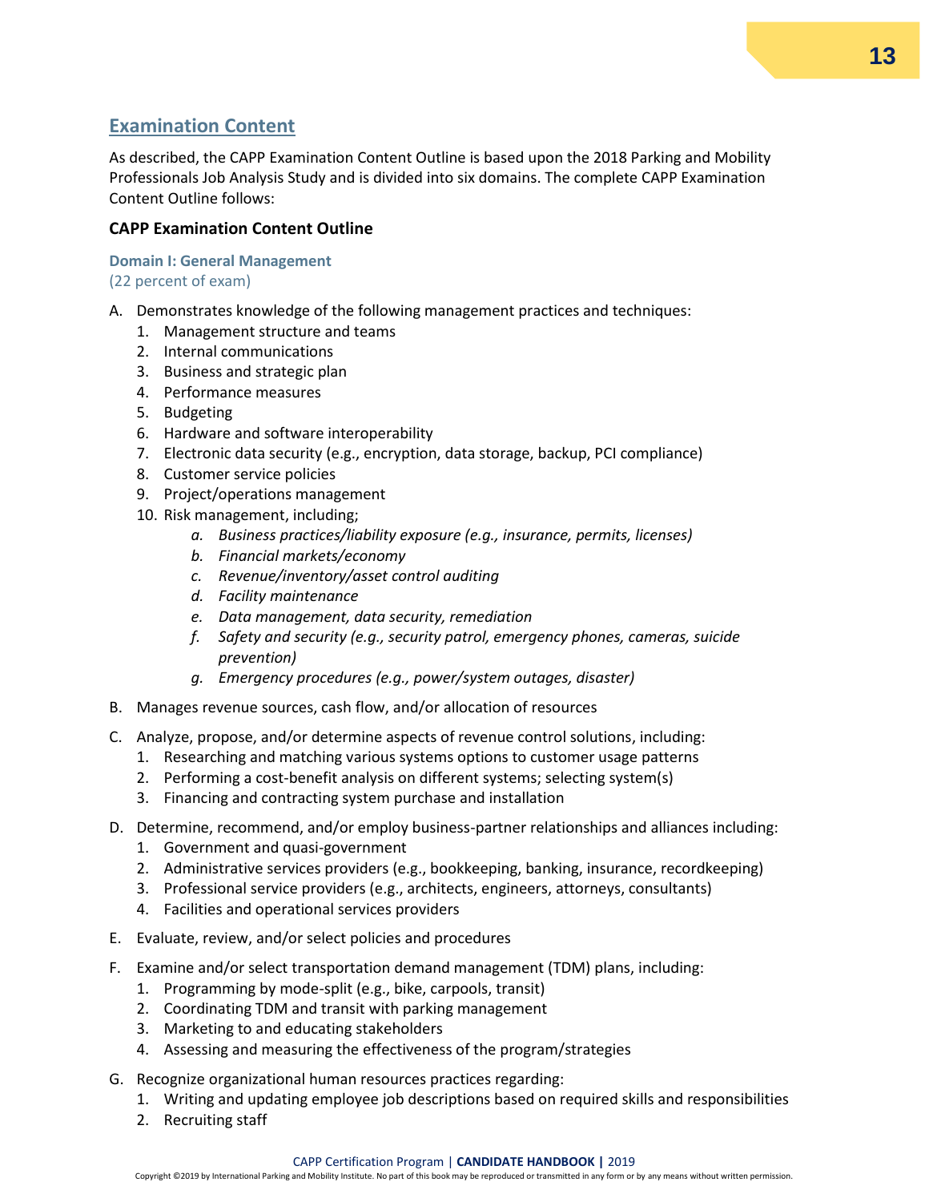## Examination Content

As described, the CAPP Examination Content Outline is based upon the 2018 Parking and Mobility Professionals Job Analysis Study and is divided into six domains. The complete CAPP Examination Content Outline follows:

### CAPP Examination Content Outline

**Domain I: General Management**
(22 percent of exam)

A. Demonstrates knowledge of the following management practices and techniques:
   1. Management structure and teams
   2. Internal communications
   3. Business and strategic plan
   4. Performance measures
   5. Budgeting
   6. Hardware and software interoperability
   7. Electronic data security (e.g., encryption, data storage, backup, PCI compliance)
   8. Customer service policies
   9. Project/operations management
   10. Risk management, including;
       a. *Business practices/liability exposure (e.g., insurance, permits, licenses)*
       b. *Financial markets/economy*
       c. *Revenue/inventory/asset control auditing*
       d. *Facility maintenance*
       e. *Data management, data security, remediation*
       f. *Safety and security (e.g., security patrol, emergency phones, cameras, suicide prevention)*
       g. *Emergency procedures (e.g., power/system outages, disaster)*

B. Manages revenue sources, cash flow, and/or allocation of resources

C. Analyze, propose, and/or determine aspects of revenue control solutions, including:
   1. Researching and matching various systems options to customer usage patterns
   2. Performing a cost-benefit analysis on different systems; selecting system(s)
   3. Financing and contracting system purchase and installation

D. Determine, recommend, and/or employ business-partner relationships and alliances including:
   1. Government and quasi-government
   2. Administrative services providers (e.g., bookkeeping, banking, insurance, recordkeeping)
   3. Professional service providers (e.g., architects, engineers, attorneys, consultants)
   4. Facilities and operational services providers

E. Evaluate, review, and/or select policies and procedures

F. Examine and/or select transportation demand management (TDM) plans, including:
   1. Programming by mode-split (e.g., bike, carpools, transit)
   2. Coordinating TDM and transit with parking management
   3. Marketing to and educating stakeholders
   4. Assessing and measuring the effectiveness of the program/strategies

G. Recognize organizational human resources practices regarding:
   1. Writing and updating employee job descriptions based on required skills and responsibilities
   2. Recruiting staff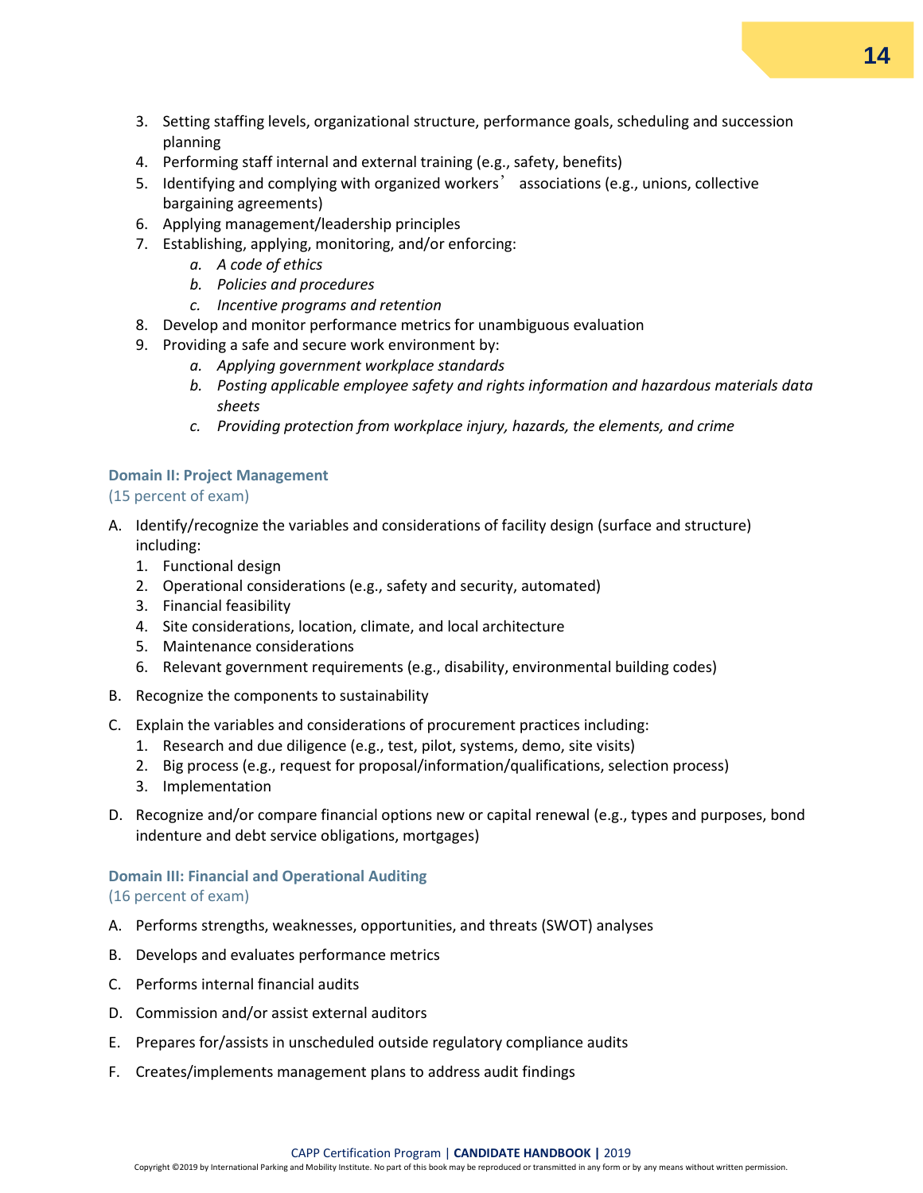3. Setting staffing levels, organizational structure, performance goals, scheduling and succession planning
4. Performing staff internal and external training (e.g., safety, benefits)
5. Identifying and complying with organized workers' associations (e.g., unions, collective bargaining agreements)
6. Applying management/leadership principles
7. Establishing, applying, monitoring, and/or enforcing:
    a. *A code of ethics*
    b. *Policies and procedures*
    c. *Incentive programs and retention*
8. Develop and monitor performance metrics for unambiguous evaluation
9. Providing a safe and secure work environment by:
    a. *Applying government workplace standards*
    b. *Posting applicable employee safety and rights information and hazardous materials data sheets*
    c. *Providing protection from workplace injury, hazards, the elements, and crime*

### Domain II: Project Management

(15 percent of exam)

A. Identify/recognize the variables and considerations of facility design (surface and structure) including:
    1. Functional design
    2. Operational considerations (e.g., safety and security, automated)
    3. Financial feasibility
    4. Site considerations, location, climate, and local architecture
    5. Maintenance considerations
    6. Relevant government requirements (e.g., disability, environmental building codes)

B. Recognize the components to sustainability

C. Explain the variables and considerations of procurement practices including:
    1. Research and due diligence (e.g., test, pilot, systems, demo, site visits)
    2. Big process (e.g., request for proposal/information/qualifications, selection process)
    3. Implementation

D. Recognize and/or compare financial options new or capital renewal (e.g., types and purposes, bond indenture and debt service obligations, mortgages)

### Domain III: Financial and Operational Auditing

(16 percent of exam)

A. Performs strengths, weaknesses, opportunities, and threats (SWOT) analyses

B. Develops and evaluates performance metrics

C. Performs internal financial audits

D. Commission and/or assist external auditors

E. Prepares for/assists in unscheduled outside regulatory compliance audits

F. Creates/implements management plans to address audit findings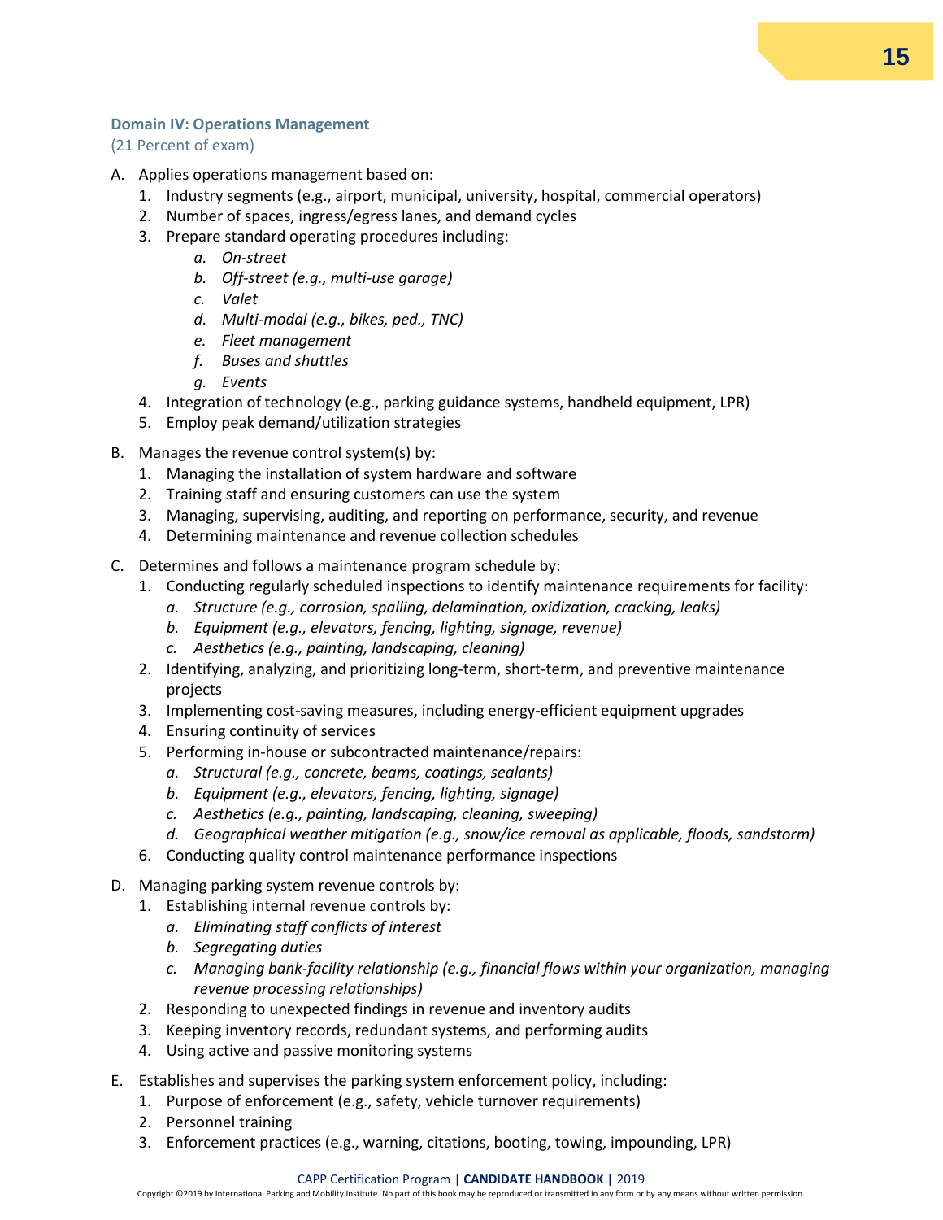**Domain IV: Operations Management**
(21 Percent of exam)

A. Applies operations management based on:
   1. Industry segments (e.g., airport, municipal, university, hospital, commercial operators)
   2. Number of spaces, ingress/egress lanes, and demand cycles
   3. Prepare standard operating procedures including:
      a. *On-street*
      b. *Off-street (e.g., multi-use garage)*
      c. *Valet*
      d. *Multi-modal (e.g., bikes, ped., TNC)*
      e. *Fleet management*
      f. *Buses and shuttles*
      g. *Events*
   4. Integration of technology (e.g., parking guidance systems, handheld equipment, LPR)
   5. Employ peak demand/utilization strategies

B. Manages the revenue control system(s) by:
   1. Managing the installation of system hardware and software
   2. Training staff and ensuring customers can use the system
   3. Managing, supervising, auditing, and reporting on performance, security, and revenue
   4. Determining maintenance and revenue collection schedules

C. Determines and follows a maintenance program schedule by:
   1. Conducting regularly scheduled inspections to identify maintenance requirements for facility:
      a. *Structure (e.g., corrosion, spalling, delamination, oxidization, cracking, leaks)*
      b. *Equipment (e.g., elevators, fencing, lighting, signage, revenue)*
      c. *Aesthetics (e.g., painting, landscaping, cleaning)*
   2. Identifying, analyzing, and prioritizing long-term, short-term, and preventive maintenance projects
   3. Implementing cost-saving measures, including energy-efficient equipment upgrades
   4. Ensuring continuity of services
   5. Performing in-house or subcontracted maintenance/repairs:
      a. *Structural (e.g., concrete, beams, coatings, sealants)*
      b. *Equipment (e.g., elevators, fencing, lighting, signage)*
      c. *Aesthetics (e.g., painting, landscaping, cleaning, sweeping)*
      d. *Geographical weather mitigation (e.g., snow/ice removal as applicable, floods, sandstorm)*
   6. Conducting quality control maintenance performance inspections

D. Managing parking system revenue controls by:
   1. Establishing internal revenue controls by:
      a. *Eliminating staff conflicts of interest*
      b. *Segregating duties*
      c. *Managing bank-facility relationship (e.g., financial flows within your organization, managing revenue processing relationships)*
   2. Responding to unexpected findings in revenue and inventory audits
   3. Keeping inventory records, redundant systems, and performing audits
   4. Using active and passive monitoring systems

E. Establishes and supervises the parking system enforcement policy, including:
   1. Purpose of enforcement (e.g., safety, vehicle turnover requirements)
   2. Personnel training
   3. Enforcement practices (e.g., warning, citations, booting, towing, impounding, LPR)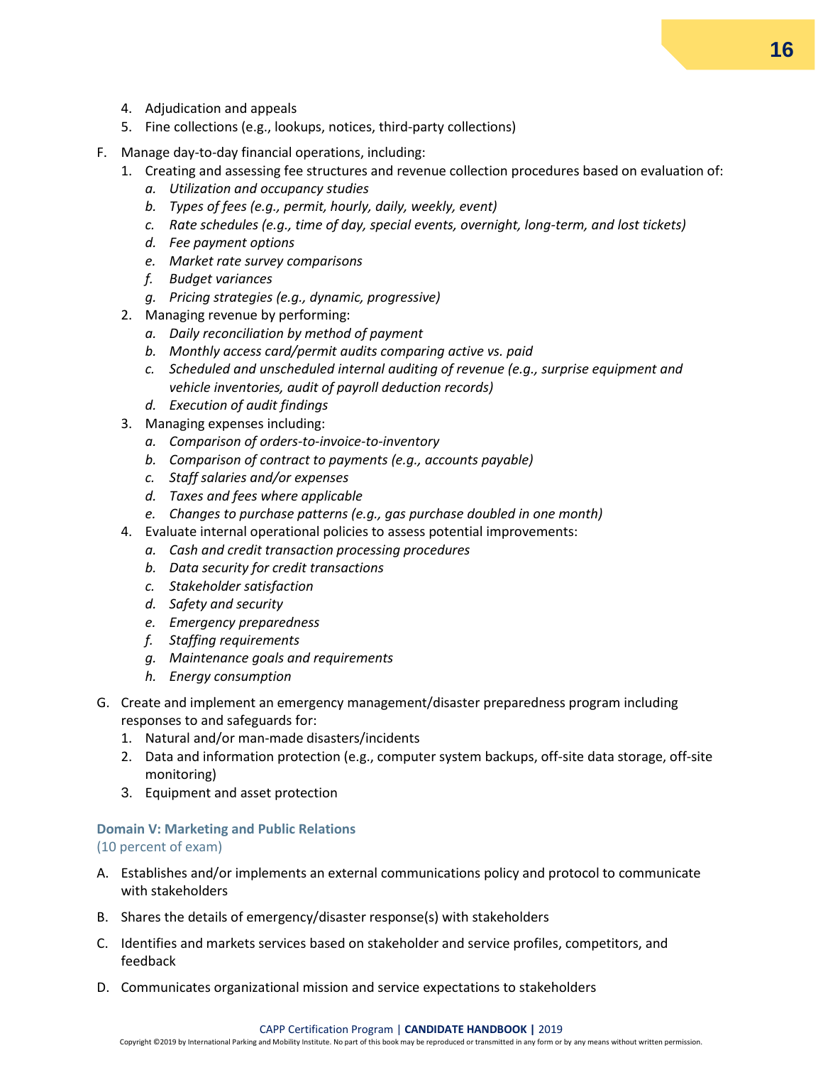4. Adjudication and appeals
5. Fine collections (e.g., lookups, notices, third-party collections)

F. Manage day-to-day financial operations, including:
   1. Creating and assessing fee structures and revenue collection procedures based on evaluation of:
      a. *Utilization and occupancy studies*
      b. *Types of fees (e.g., permit, hourly, daily, weekly, event)*
      c. *Rate schedules (e.g., time of day, special events, overnight, long-term, and lost tickets)*
      d. *Fee payment options*
      e. *Market rate survey comparisons*
      f. *Budget variances*
      g. *Pricing strategies (e.g., dynamic, progressive)*
   2. Managing revenue by performing:
      a. *Daily reconciliation by method of payment*
      b. *Monthly access card/permit audits comparing active vs. paid*
      c. *Scheduled and unscheduled internal auditing of revenue (e.g., surprise equipment and vehicle inventories, audit of payroll deduction records)*
      d. *Execution of audit findings*
   3. Managing expenses including:
      a. *Comparison of orders-to-invoice-to-inventory*
      b. *Comparison of contract to payments (e.g., accounts payable)*
      c. *Staff salaries and/or expenses*
      d. *Taxes and fees where applicable*
      e. *Changes to purchase patterns (e.g., gas purchase doubled in one month)*
   4. Evaluate internal operational policies to assess potential improvements:
      a. *Cash and credit transaction processing procedures*
      b. *Data security for credit transactions*
      c. *Stakeholder satisfaction*
      d. *Safety and security*
      e. *Emergency preparedness*
      f. *Staffing requirements*
      g. *Maintenance goals and requirements*
      h. *Energy consumption*

G. Create and implement an emergency management/disaster preparedness program including responses to and safeguards for:
   1. Natural and/or man-made disasters/incidents
   2. Data and information protection (e.g., computer system backups, off-site data storage, off-site monitoring)
   3. Equipment and asset protection

### Domain V: Marketing and Public Relations
(10 percent of exam)

A. Establishes and/or implements an external communications policy and protocol to communicate with stakeholders

B. Shares the details of emergency/disaster response(s) with stakeholders

C. Identifies and markets services based on stakeholder and service profiles, competitors, and feedback

D. Communicates organizational mission and service expectations to stakeholders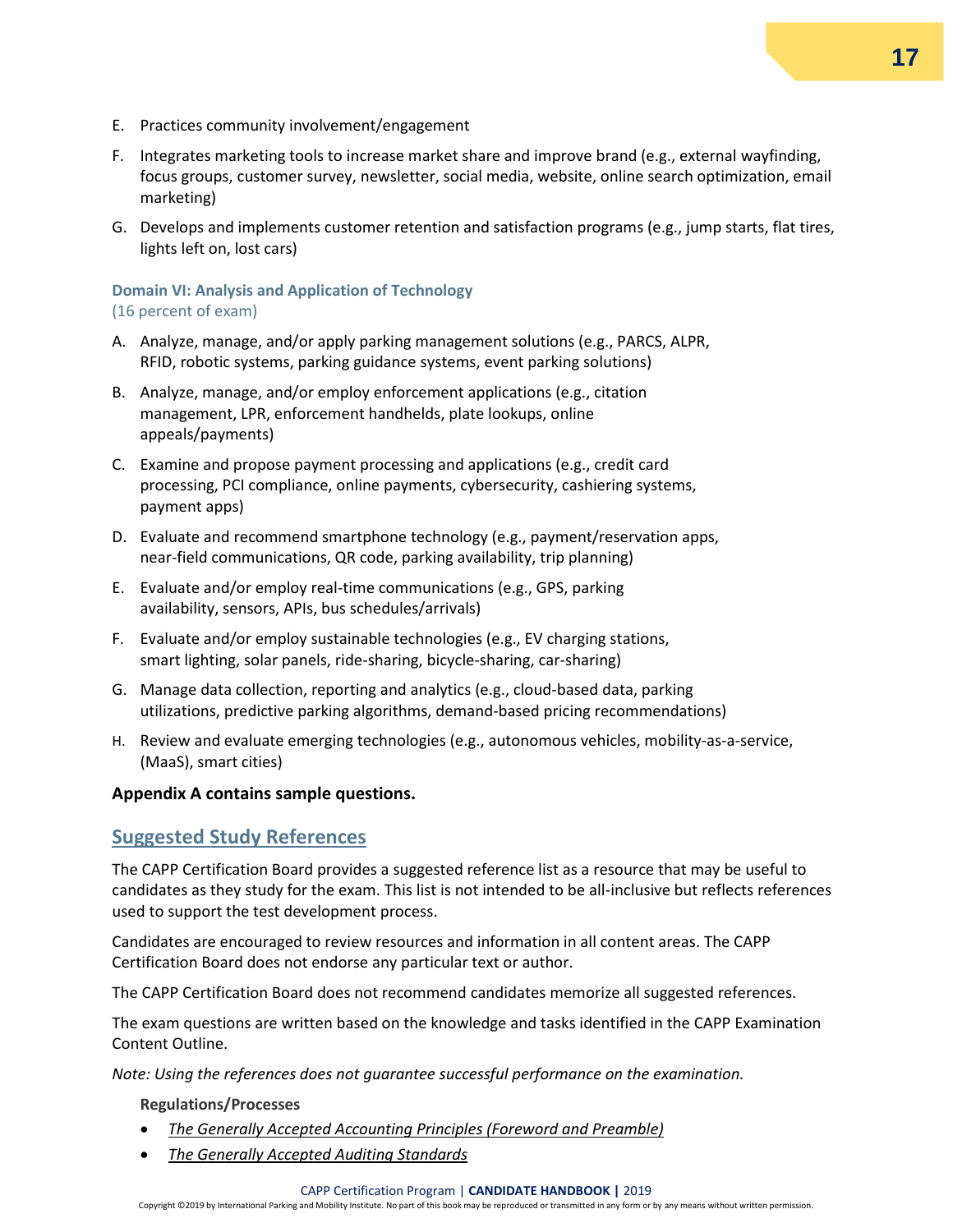E. Practices community involvement/engagement

F. Integrates marketing tools to increase market share and improve brand (e.g., external wayfinding, focus groups, customer survey, newsletter, social media, website, online search optimization, email marketing)

G. Develops and implements customer retention and satisfaction programs (e.g., jump starts, flat tires, lights left on, lost cars)

### Domain VI: Analysis and Application of Technology
(16 percent of exam)

A. Analyze, manage, and/or apply parking management solutions (e.g., PARCS, ALPR, RFID, robotic systems, parking guidance systems, event parking solutions)

B. Analyze, manage, and/or employ enforcement applications (e.g., citation management, LPR, enforcement handhelds, plate lookups, online appeals/payments)

C. Examine and propose payment processing and applications (e.g., credit card processing, PCI compliance, online payments, cybersecurity, cashiering systems, payment apps)

D. Evaluate and recommend smartphone technology (e.g., payment/reservation apps, near-field communications, QR code, parking availability, trip planning)

E. Evaluate and/or employ real-time communications (e.g., GPS, parking availability, sensors, APIs, bus schedules/arrivals)

F. Evaluate and/or employ sustainable technologies (e.g., EV charging stations, smart lighting, solar panels, ride-sharing, bicycle-sharing, car-sharing)

G. Manage data collection, reporting and analytics (e.g., cloud-based data, parking utilizations, predictive parking algorithms, demand-based pricing recommendations)

H. Review and evaluate emerging technologies (e.g., autonomous vehicles, mobility-as-a-service, (MaaS), smart cities)

**Appendix A contains sample questions.**

## Suggested Study References

The CAPP Certification Board provides a suggested reference list as a resource that may be useful to candidates as they study for the exam. This list is not intended to be all-inclusive but reflects references used to support the test development process.

Candidates are encouraged to review resources and information in all content areas. The CAPP Certification Board does not endorse any particular text or author.

The CAPP Certification Board does not recommend candidates memorize all suggested references.

The exam questions are written based on the knowledge and tasks identified in the CAPP Examination Content Outline.

*Note: Using the references does not guarantee successful performance on the examination.*

**Regulations/Processes**

- *The Generally Accepted Accounting Principles (Foreword and Preamble)*
- *The Generally Accepted Auditing Standards*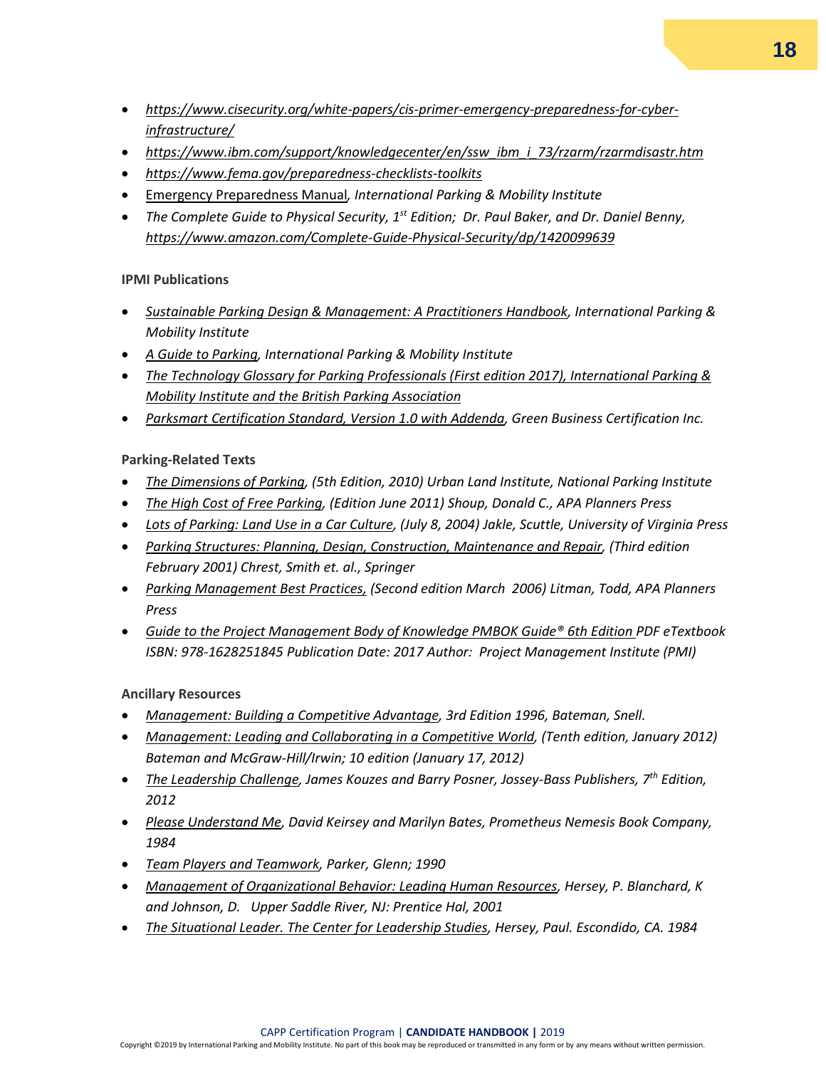- *https://www.cisecurity.org/white-papers/cis-primer-emergency-preparedness-for-cyber-infrastructure/*
- *https://www.ibm.com/support/knowledgecenter/en/ssw_ibm_i_73/rzarm/rzarmdisastr.htm*
- *https://www.fema.gov/preparedness-checklists-toolkits*
- Emergency Preparedness Manual, *International Parking & Mobility Institute*
- *The Complete Guide to Physical Security, 1st Edition; Dr. Paul Baker, and Dr. Daniel Benny, https://www.amazon.com/Complete-Guide-Physical-Security/dp/1420099639*

**IPMI Publications**

- *Sustainable Parking Design & Management: A Practitioners Handbook, International Parking & Mobility Institute*
- *A Guide to Parking, International Parking & Mobility Institute*
- *The Technology Glossary for Parking Professionals (First edition 2017), International Parking & Mobility Institute and the British Parking Association*
- *Parksmart Certification Standard, Version 1.0 with Addenda, Green Business Certification Inc.*

**Parking-Related Texts**

- *The Dimensions of Parking, (5th Edition, 2010) Urban Land Institute, National Parking Institute*
- *The High Cost of Free Parking, (Edition June 2011) Shoup, Donald C., APA Planners Press*
- *Lots of Parking: Land Use in a Car Culture, (July 8, 2004) Jakle, Scuttle, University of Virginia Press*
- *Parking Structures: Planning, Design, Construction, Maintenance and Repair, (Third edition February 2001) Chrest, Smith et. al., Springer*
- *Parking Management Best Practices, (Second edition March 2006) Litman, Todd, APA Planners Press*
- *Guide to the Project Management Body of Knowledge PMBOK Guide® 6th Edition PDF eTextbook ISBN: 978-1628251845 Publication Date: 2017 Author: Project Management Institute (PMI)*

**Ancillary Resources**

- *Management: Building a Competitive Advantage, 3rd Edition 1996, Bateman, Snell.*
- *Management: Leading and Collaborating in a Competitive World, (Tenth edition, January 2012) Bateman and McGraw-Hill/Irwin; 10 edition (January 17, 2012)*
- *The Leadership Challenge, James Kouzes and Barry Posner, Jossey-Bass Publishers, 7th Edition, 2012*
- *Please Understand Me, David Keirsey and Marilyn Bates, Prometheus Nemesis Book Company, 1984*
- *Team Players and Teamwork, Parker, Glenn; 1990*
- *Management of Organizational Behavior: Leading Human Resources, Hersey, P. Blanchard, K and Johnson, D. Upper Saddle River, NJ: Prentice Hal, 2001*
- *The Situational Leader. The Center for Leadership Studies, Hersey, Paul. Escondido, CA. 1984*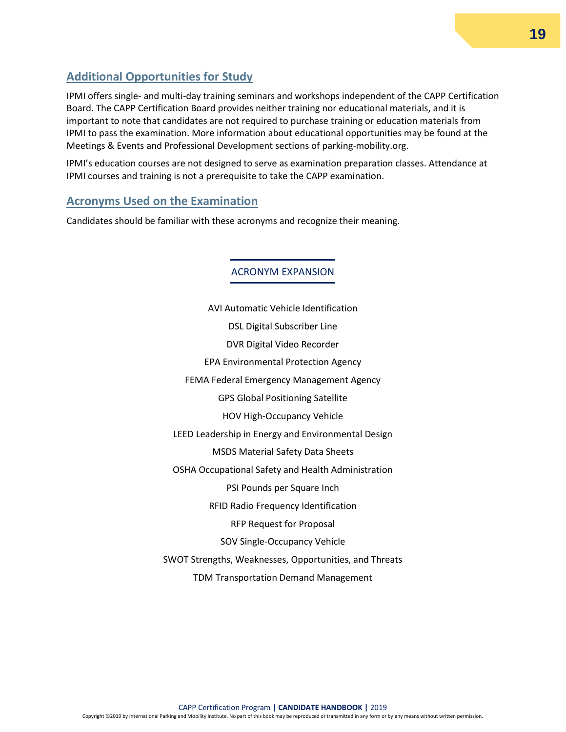## Additional Opportunities for Study

IPMI offers single- and multi-day training seminars and workshops independent of the CAPP Certification Board. The CAPP Certification Board provides neither training nor educational materials, and it is important to note that candidates are not required to purchase training or education materials from IPMI to pass the examination. More information about educational opportunities may be found at the Meetings & Events and Professional Development sections of parking-mobility.org.

IPMI's education courses are not designed to serve as examination preparation classes. Attendance at IPMI courses and training is not a prerequisite to take the CAPP examination.

## Acronyms Used on the Examination

Candidates should be familiar with these acronyms and recognize their meaning.

| ACRONYM EXPANSION |
|---|
| AVI Automatic Vehicle Identification |
| DSL Digital Subscriber Line |
| DVR Digital Video Recorder |
| EPA Environmental Protection Agency |
| FEMA Federal Emergency Management Agency |
| GPS Global Positioning Satellite |
| HOV High-Occupancy Vehicle |
| LEED Leadership in Energy and Environmental Design |
| MSDS Material Safety Data Sheets |
| OSHA Occupational Safety and Health Administration |
| PSI Pounds per Square Inch |
| RFID Radio Frequency Identification |
| RFP Request for Proposal |
| SOV Single-Occupancy Vehicle |
| SWOT Strengths, Weaknesses, Opportunities, and Threats |
| TDM Transportation Demand Management |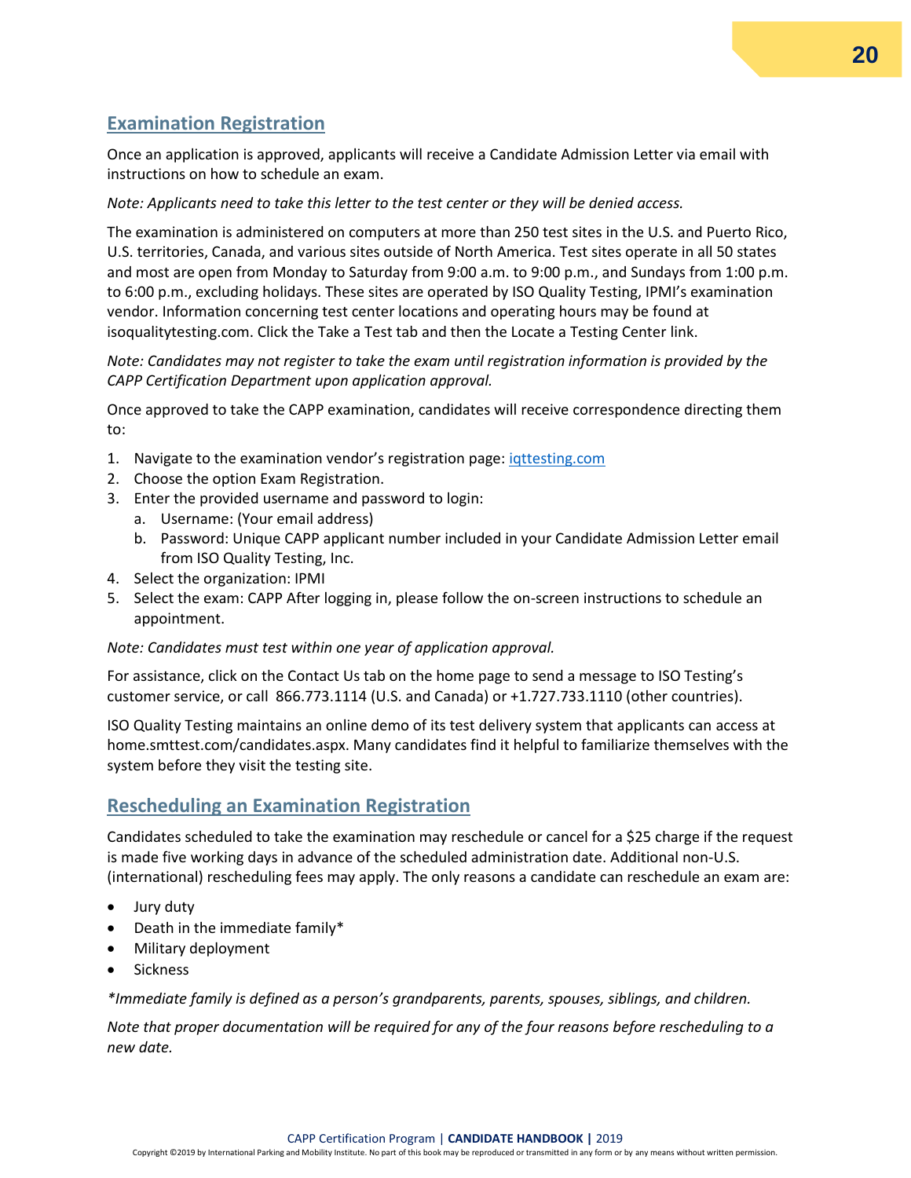## Examination Registration

Once an application is approved, applicants will receive a Candidate Admission Letter via email with instructions on how to schedule an exam.

*Note: Applicants need to take this letter to the test center or they will be denied access.*

The examination is administered on computers at more than 250 test sites in the U.S. and Puerto Rico, U.S. territories, Canada, and various sites outside of North America. Test sites operate in all 50 states and most are open from Monday to Saturday from 9:00 a.m. to 9:00 p.m., and Sundays from 1:00 p.m. to 6:00 p.m., excluding holidays. These sites are operated by ISO Quality Testing, IPMI's examination vendor. Information concerning test center locations and operating hours may be found at isoqualitytesting.com. Click the Take a Test tab and then the Locate a Testing Center link.

*Note: Candidates may not register to take the exam until registration information is provided by the CAPP Certification Department upon application approval.*

Once approved to take the CAPP examination, candidates will receive correspondence directing them to:

1. Navigate to the examination vendor's registration page: iqttesting.com
2. Choose the option Exam Registration.
3. Enter the provided username and password to login:
   a. Username: (Your email address)
   b. Password: Unique CAPP applicant number included in your Candidate Admission Letter email from ISO Quality Testing, Inc.
4. Select the organization: IPMI
5. Select the exam: CAPP After logging in, please follow the on-screen instructions to schedule an appointment.

*Note: Candidates must test within one year of application approval.*

For assistance, click on the Contact Us tab on the home page to send a message to ISO Testing's customer service, or call 866.773.1114 (U.S. and Canada) or +1.727.733.1110 (other countries).

ISO Quality Testing maintains an online demo of its test delivery system that applicants can access at home.smttest.com/candidates.aspx. Many candidates find it helpful to familiarize themselves with the system before they visit the testing site.

## Rescheduling an Examination Registration

Candidates scheduled to take the examination may reschedule or cancel for a $25 charge if the request is made five working days in advance of the scheduled administration date. Additional non-U.S. (international) rescheduling fees may apply. The only reasons a candidate can reschedule an exam are:

- Jury duty
- Death in the immediate family*
- Military deployment
- Sickness

*\*Immediate family is defined as a person's grandparents, parents, spouses, siblings, and children.*

*Note that proper documentation will be required for any of the four reasons before rescheduling to a new date.*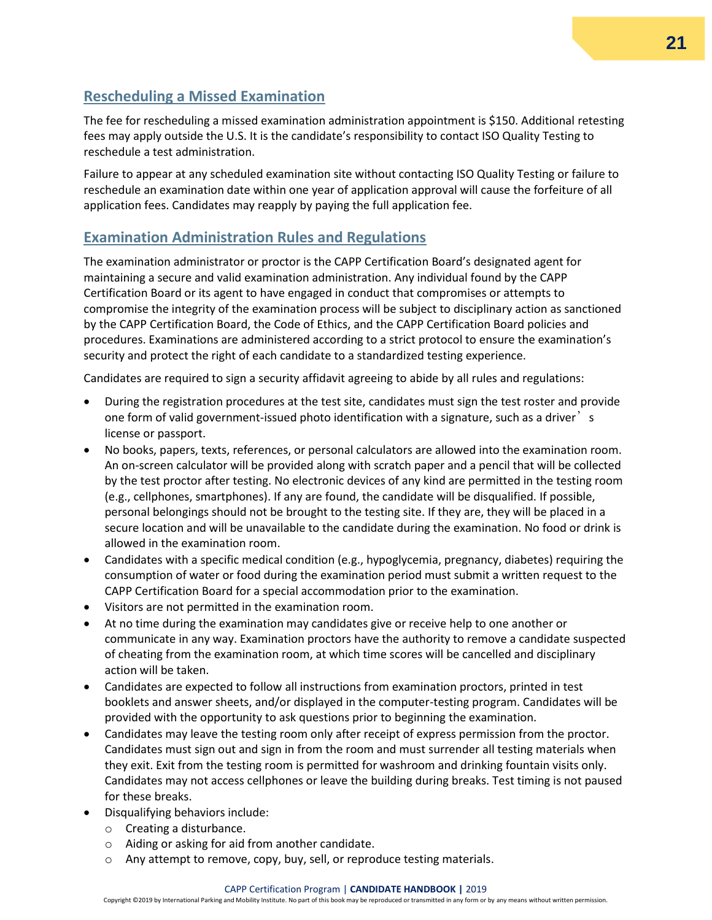## Rescheduling a Missed Examination

The fee for rescheduling a missed examination administration appointment is $150. Additional retesting fees may apply outside the U.S. It is the candidate's responsibility to contact ISO Quality Testing to reschedule a test administration.

Failure to appear at any scheduled examination site without contacting ISO Quality Testing or failure to reschedule an examination date within one year of application approval will cause the forfeiture of all application fees. Candidates may reapply by paying the full application fee.

## Examination Administration Rules and Regulations

The examination administrator or proctor is the CAPP Certification Board's designated agent for maintaining a secure and valid examination administration. Any individual found by the CAPP Certification Board or its agent to have engaged in conduct that compromises or attempts to compromise the integrity of the examination process will be subject to disciplinary action as sanctioned by the CAPP Certification Board, the Code of Ethics, and the CAPP Certification Board policies and procedures. Examinations are administered according to a strict protocol to ensure the examination's security and protect the right of each candidate to a standardized testing experience.

Candidates are required to sign a security affidavit agreeing to abide by all rules and regulations:

- During the registration procedures at the test site, candidates must sign the test roster and provide one form of valid government-issued photo identification with a signature, such as a driver's license or passport.
- No books, papers, texts, references, or personal calculators are allowed into the examination room. An on-screen calculator will be provided along with scratch paper and a pencil that will be collected by the test proctor after testing. No electronic devices of any kind are permitted in the testing room (e.g., cellphones, smartphones). If any are found, the candidate will be disqualified. If possible, personal belongings should not be brought to the testing site. If they are, they will be placed in a secure location and will be unavailable to the candidate during the examination. No food or drink is allowed in the examination room.
- Candidates with a specific medical condition (e.g., hypoglycemia, pregnancy, diabetes) requiring the consumption of water or food during the examination period must submit a written request to the CAPP Certification Board for a special accommodation prior to the examination.
- Visitors are not permitted in the examination room.
- At no time during the examination may candidates give or receive help to one another or communicate in any way. Examination proctors have the authority to remove a candidate suspected of cheating from the examination room, at which time scores will be cancelled and disciplinary action will be taken.
- Candidates are expected to follow all instructions from examination proctors, printed in test booklets and answer sheets, and/or displayed in the computer-testing program. Candidates will be provided with the opportunity to ask questions prior to beginning the examination.
- Candidates may leave the testing room only after receipt of express permission from the proctor. Candidates must sign out and sign in from the room and must surrender all testing materials when they exit. Exit from the testing room is permitted for washroom and drinking fountain visits only. Candidates may not access cellphones or leave the building during breaks. Test timing is not paused for these breaks.
- Disqualifying behaviors include:
  - Creating a disturbance.
  - Aiding or asking for aid from another candidate.
  - Any attempt to remove, copy, buy, sell, or reproduce testing materials.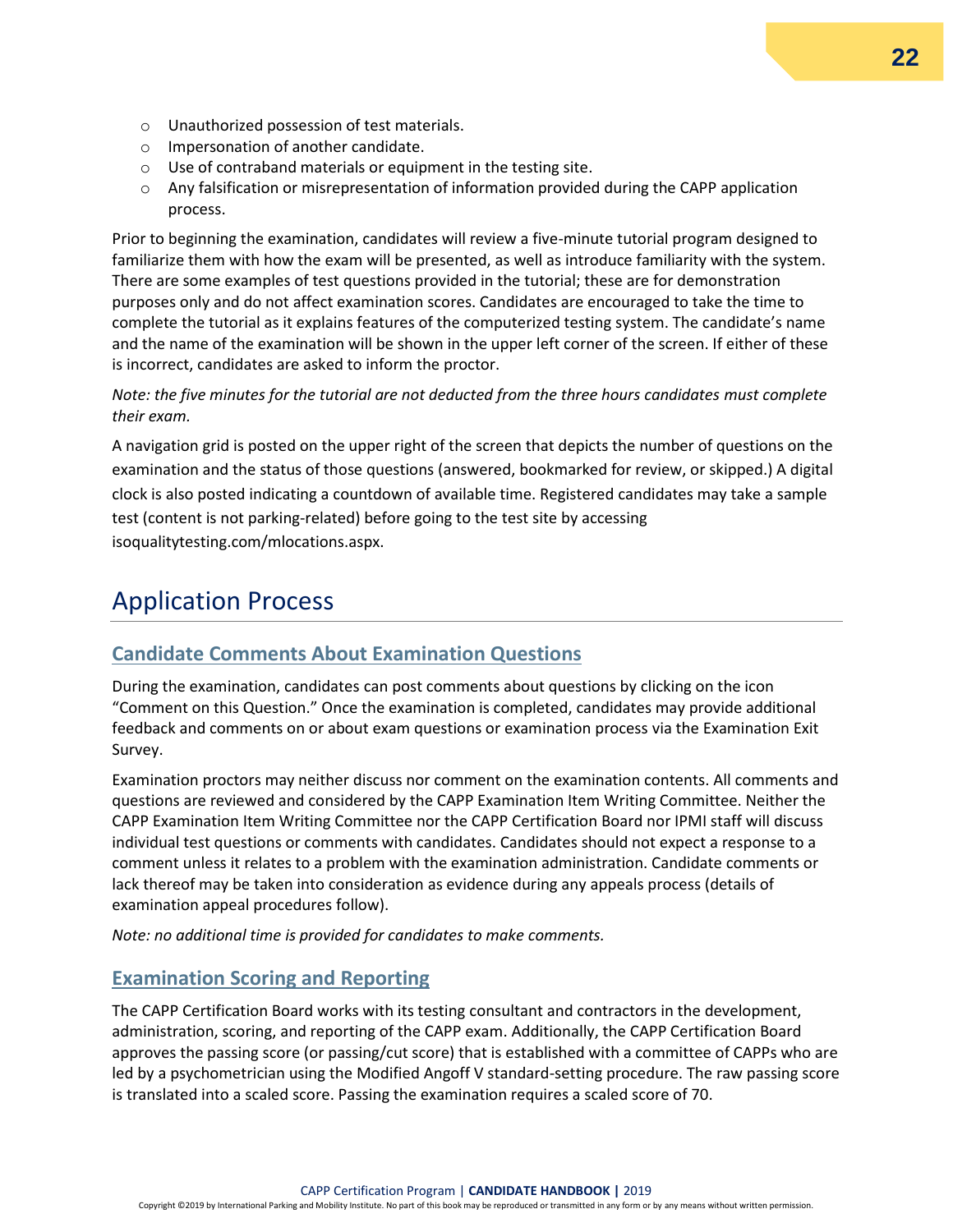- Unauthorized possession of test materials.
- Impersonation of another candidate.
- Use of contraband materials or equipment in the testing site.
- Any falsification or misrepresentation of information provided during the CAPP application process.

Prior to beginning the examination, candidates will review a five-minute tutorial program designed to familiarize them with how the exam will be presented, as well as introduce familiarity with the system. There are some examples of test questions provided in the tutorial; these are for demonstration purposes only and do not affect examination scores. Candidates are encouraged to take the time to complete the tutorial as it explains features of the computerized testing system. The candidate's name and the name of the examination will be shown in the upper left corner of the screen. If either of these is incorrect, candidates are asked to inform the proctor.

*Note: the five minutes for the tutorial are not deducted from the three hours candidates must complete their exam.*

A navigation grid is posted on the upper right of the screen that depicts the number of questions on the examination and the status of those questions (answered, bookmarked for review, or skipped.) A digital clock is also posted indicating a countdown of available time. Registered candidates may take a sample test (content is not parking-related) before going to the test site by accessing isoqualitytesting.com/mlocations.aspx.

# Application Process

## Candidate Comments About Examination Questions

During the examination, candidates can post comments about questions by clicking on the icon "Comment on this Question." Once the examination is completed, candidates may provide additional feedback and comments on or about exam questions or examination process via the Examination Exit Survey.

Examination proctors may neither discuss nor comment on the examination contents. All comments and questions are reviewed and considered by the CAPP Examination Item Writing Committee. Neither the CAPP Examination Item Writing Committee nor the CAPP Certification Board nor IPMI staff will discuss individual test questions or comments with candidates. Candidates should not expect a response to a comment unless it relates to a problem with the examination administration. Candidate comments or lack thereof may be taken into consideration as evidence during any appeals process (details of examination appeal procedures follow).

*Note: no additional time is provided for candidates to make comments.*

## Examination Scoring and Reporting

The CAPP Certification Board works with its testing consultant and contractors in the development, administration, scoring, and reporting of the CAPP exam. Additionally, the CAPP Certification Board approves the passing score (or passing/cut score) that is established with a committee of CAPPs who are led by a psychometrician using the Modified Angoff V standard-setting procedure. The raw passing score is translated into a scaled score. Passing the examination requires a scaled score of 70.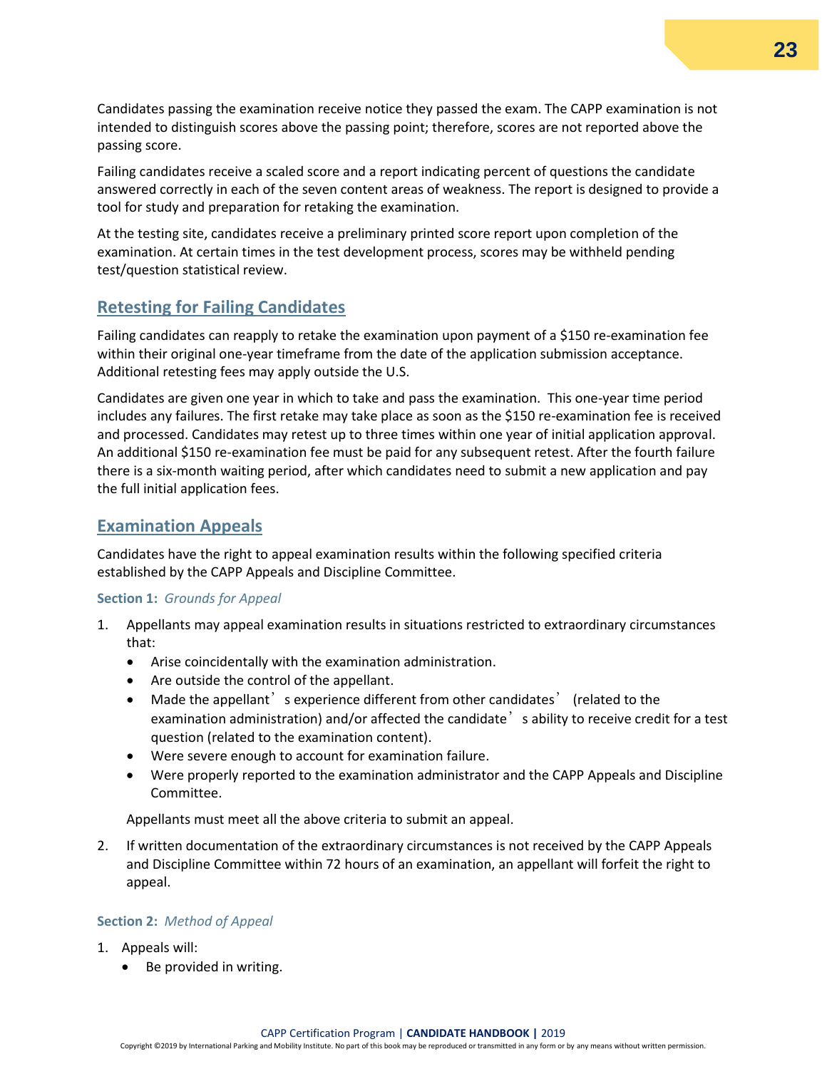Candidates passing the examination receive notice they passed the exam. The CAPP examination is not intended to distinguish scores above the passing point; therefore, scores are not reported above the passing score.

Failing candidates receive a scaled score and a report indicating percent of questions the candidate answered correctly in each of the seven content areas of weakness. The report is designed to provide a tool for study and preparation for retaking the examination.

At the testing site, candidates receive a preliminary printed score report upon completion of the examination. At certain times in the test development process, scores may be withheld pending test/question statistical review.

## Retesting for Failing Candidates

Failing candidates can reapply to retake the examination upon payment of a $150 re-examination fee within their original one-year timeframe from the date of the application submission acceptance. Additional retesting fees may apply outside the U.S.

Candidates are given one year in which to take and pass the examination. This one-year time period includes any failures. The first retake may take place as soon as the $150 re-examination fee is received and processed. Candidates may retest up to three times within one year of initial application approval. An additional $150 re-examination fee must be paid for any subsequent retest. After the fourth failure there is a six-month waiting period, after which candidates need to submit a new application and pay the full initial application fees.

## Examination Appeals

Candidates have the right to appeal examination results within the following specified criteria established by the CAPP Appeals and Discipline Committee.

### Section 1: *Grounds for Appeal*

1. Appellants may appeal examination results in situations restricted to extraordinary circumstances that:
   - Arise coincidentally with the examination administration.
   - Are outside the control of the appellant.
   - Made the appellant's experience different from other candidates' (related to the examination administration) and/or affected the candidate's ability to receive credit for a test question (related to the examination content).
   - Were severe enough to account for examination failure.
   - Were properly reported to the examination administrator and the CAPP Appeals and Discipline Committee.

   Appellants must meet all the above criteria to submit an appeal.

2. If written documentation of the extraordinary circumstances is not received by the CAPP Appeals and Discipline Committee within 72 hours of an examination, an appellant will forfeit the right to appeal.

### Section 2: *Method of Appeal*

1. Appeals will:
   - Be provided in writing.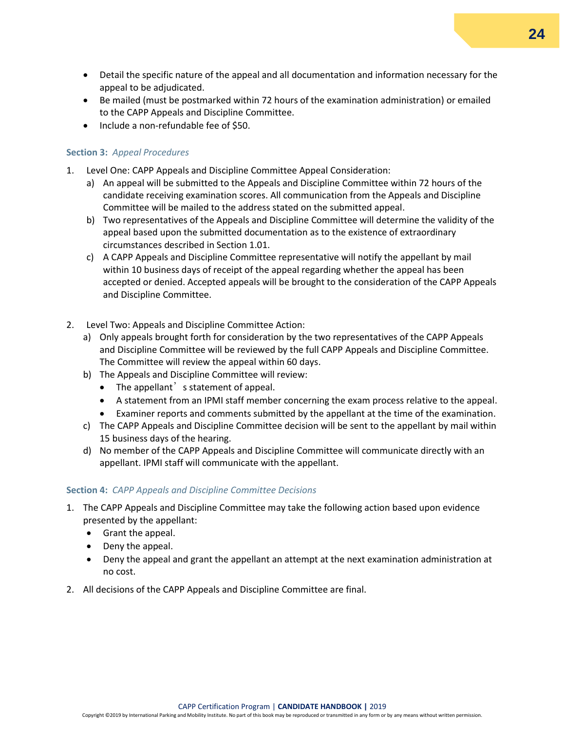- Detail the specific nature of the appeal and all documentation and information necessary for the appeal to be adjudicated.
- Be mailed (must be postmarked within 72 hours of the examination administration) or emailed to the CAPP Appeals and Discipline Committee.
- Include a non-refundable fee of $50.

**Section 3:** *Appeal Procedures*

1. Level One: CAPP Appeals and Discipline Committee Appeal Consideration:
   a) An appeal will be submitted to the Appeals and Discipline Committee within 72 hours of the candidate receiving examination scores. All communication from the Appeals and Discipline Committee will be mailed to the address stated on the submitted appeal.
   b) Two representatives of the Appeals and Discipline Committee will determine the validity of the appeal based upon the submitted documentation as to the existence of extraordinary circumstances described in Section 1.01.
   c) A CAPP Appeals and Discipline Committee representative will notify the appellant by mail within 10 business days of receipt of the appeal regarding whether the appeal has been accepted or denied. Accepted appeals will be brought to the consideration of the CAPP Appeals and Discipline Committee.

2. Level Two: Appeals and Discipline Committee Action:
   a) Only appeals brought forth for consideration by the two representatives of the CAPP Appeals and Discipline Committee will be reviewed by the full CAPP Appeals and Discipline Committee. The Committee will review the appeal within 60 days.
   b) The Appeals and Discipline Committee will review:
      - The appellant's statement of appeal.
      - A statement from an IPMI staff member concerning the exam process relative to the appeal.
      - Examiner reports and comments submitted by the appellant at the time of the examination.
   c) The CAPP Appeals and Discipline Committee decision will be sent to the appellant by mail within 15 business days of the hearing.
   d) No member of the CAPP Appeals and Discipline Committee will communicate directly with an appellant. IPMI staff will communicate with the appellant.

**Section 4:** *CAPP Appeals and Discipline Committee Decisions*

1. The CAPP Appeals and Discipline Committee may take the following action based upon evidence presented by the appellant:
   - Grant the appeal.
   - Deny the appeal.
   - Deny the appeal and grant the appellant an attempt at the next examination administration at no cost.
2. All decisions of the CAPP Appeals and Discipline Committee are final.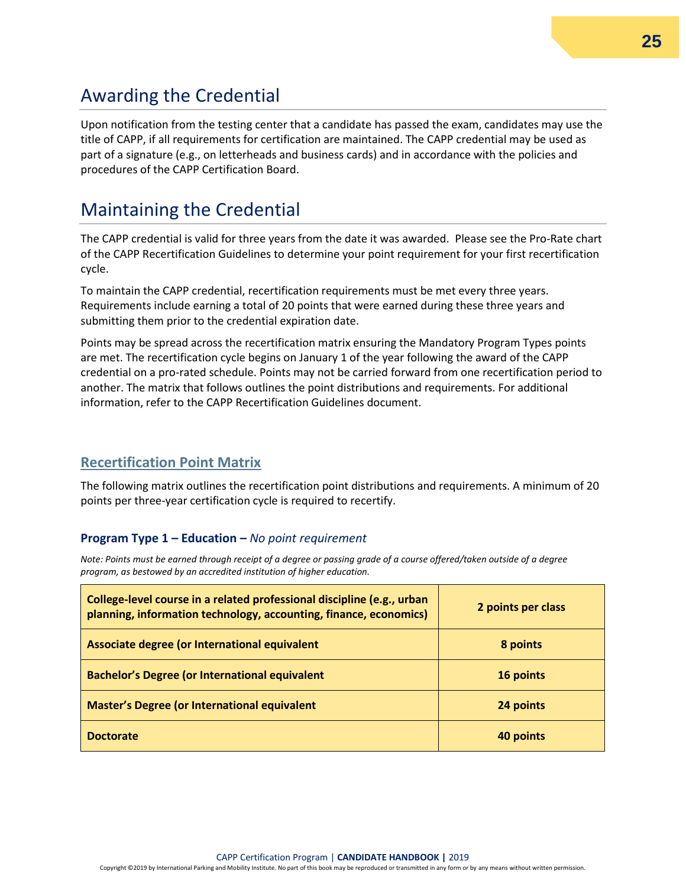## Awarding the Credential

Upon notification from the testing center that a candidate has passed the exam, candidates may use the title of CAPP, if all requirements for certification are maintained. The CAPP credential may be used as part of a signature (e.g., on letterheads and business cards) and in accordance with the policies and procedures of the CAPP Certification Board.

## Maintaining the Credential

The CAPP credential is valid for three years from the date it was awarded. Please see the Pro-Rate chart of the CAPP Recertification Guidelines to determine your point requirement for your first recertification cycle.

To maintain the CAPP credential, recertification requirements must be met every three years. Requirements include earning a total of 20 points that were earned during these three years and submitting them prior to the credential expiration date.

Points may be spread across the recertification matrix ensuring the Mandatory Program Types points are met. The recertification cycle begins on January 1 of the year following the award of the CAPP credential on a pro-rated schedule. Points may not be carried forward from one recertification period to another. The matrix that follows outlines the point distributions and requirements. For additional information, refer to the CAPP Recertification Guidelines document.

### Recertification Point Matrix

The following matrix outlines the recertification point distributions and requirements. A minimum of 20 points per three-year certification cycle is required to recertify.

#### Program Type 1 – Education – *No point requirement*

*Note: Points must be earned through receipt of a degree or passing grade of a course offered/taken outside of a degree program, as bestowed by an accredited institution of higher education.*

| | |
|---|---|
| **College-level course in a related professional discipline (e.g., urban planning, information technology, accounting, finance, economics)** | **2 points per class** |
| **Associate degree (or International equivalent** | **8 points** |
| **Bachelor's Degree (or International equivalent** | **16 points** |
| **Master's Degree (or International equivalent** | **24 points** |
| **Doctorate** | **40 points** |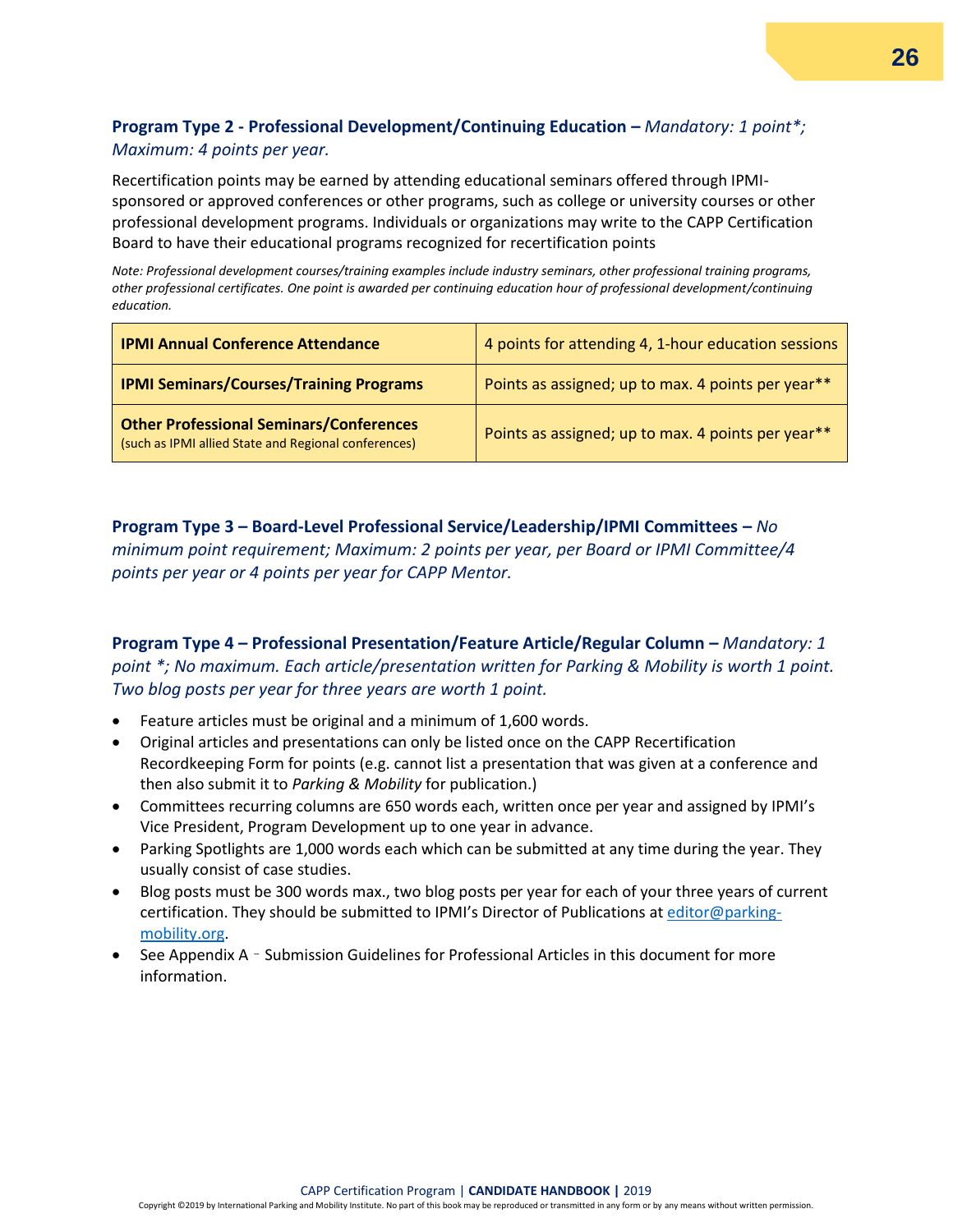**Program Type 2 - Professional Development/Continuing Education –** *Mandatory: 1 point*; Maximum: 4 points per year.*

Recertification points may be earned by attending educational seminars offered through IPMI-sponsored or approved conferences or other programs, such as college or university courses or other professional development programs. Individuals or organizations may write to the CAPP Certification Board to have their educational programs recognized for recertification points

*Note: Professional development courses/training examples include industry seminars, other professional training programs, other professional certificates. One point is awarded per continuing education hour of professional development/continuing education.*

| | |
|---|---|
| **IPMI Annual Conference Attendance** | 4 points for attending 4, 1-hour education sessions |
| **IPMI Seminars/Courses/Training Programs** | Points as assigned; up to max. 4 points per year** |
| **Other Professional Seminars/Conferences** (such as IPMI allied State and Regional conferences) | Points as assigned; up to max. 4 points per year** |

**Program Type 3 – Board-Level Professional Service/Leadership/IPMI Committees –** *No minimum point requirement; Maximum: 2 points per year, per Board or IPMI Committee/4 points per year or 4 points per year for CAPP Mentor.*

**Program Type 4 – Professional Presentation/Feature Article/Regular Column –** *Mandatory: 1 point *; No maximum. Each article/presentation written for Parking & Mobility is worth 1 point. Two blog posts per year for three years are worth 1 point.*

- Feature articles must be original and a minimum of 1,600 words.
- Original articles and presentations can only be listed once on the CAPP Recertification Recordkeeping Form for points (e.g. cannot list a presentation that was given at a conference and then also submit it to *Parking & Mobility* for publication.)
- Committees recurring columns are 650 words each, written once per year and assigned by IPMI's Vice President, Program Development up to one year in advance.
- Parking Spotlights are 1,000 words each which can be submitted at any time during the year. They usually consist of case studies.
- Blog posts must be 300 words max., two blog posts per year for each of your three years of current certification. They should be submitted to IPMI's Director of Publications at editor@parking-mobility.org.
- See Appendix A – Submission Guidelines for Professional Articles in this document for more information.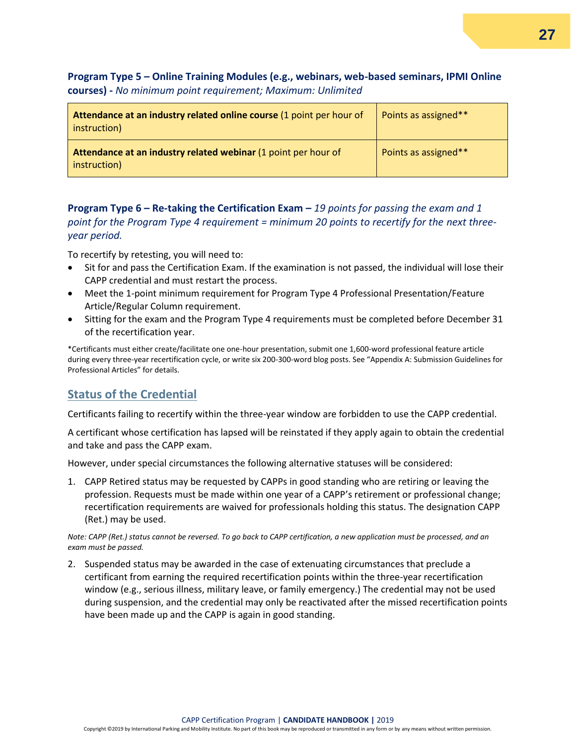**Program Type 5 – Online Training Modules (e.g., webinars, web-based seminars, IPMI Online courses) -** *No minimum point requirement; Maximum: Unlimited*

| | |
|---|---|
| **Attendance at an industry related online course** (1 point per hour of instruction) | Points as assigned** |
| **Attendance at an industry related webinar** (1 point per hour of instruction) | Points as assigned** |

**Program Type 6 – Re-taking the Certification Exam –** *19 points for passing the exam and 1 point for the Program Type 4 requirement = minimum 20 points to recertify for the next three-year period.*

To recertify by retesting, you will need to:

- Sit for and pass the Certification Exam. If the examination is not passed, the individual will lose their CAPP credential and must restart the process.
- Meet the 1-point minimum requirement for Program Type 4 Professional Presentation/Feature Article/Regular Column requirement.
- Sitting for the exam and the Program Type 4 requirements must be completed before December 31 of the recertification year.

*Certificants must either create/facilitate one one-hour presentation, submit one 1,600-word professional feature article during every three-year recertification cycle, or write six 200-300-word blog posts. See "Appendix A: Submission Guidelines for Professional Articles" for details.

## Status of the Credential

Certificants failing to recertify within the three-year window are forbidden to use the CAPP credential.

A certificant whose certification has lapsed will be reinstated if they apply again to obtain the credential and take and pass the CAPP exam.

However, under special circumstances the following alternative statuses will be considered:

1. CAPP Retired status may be requested by CAPPs in good standing who are retiring or leaving the profession. Requests must be made within one year of a CAPP's retirement or professional change; recertification requirements are waived for professionals holding this status. The designation CAPP (Ret.) may be used.

*Note: CAPP (Ret.) status cannot be reversed. To go back to CAPP certification, a new application must be processed, and an exam must be passed.*

2. Suspended status may be awarded in the case of extenuating circumstances that preclude a certificant from earning the required recertification points within the three-year recertification window (e.g., serious illness, military leave, or family emergency.) The credential may not be used during suspension, and the credential may only be reactivated after the missed recertification points have been made up and the CAPP is again in good standing.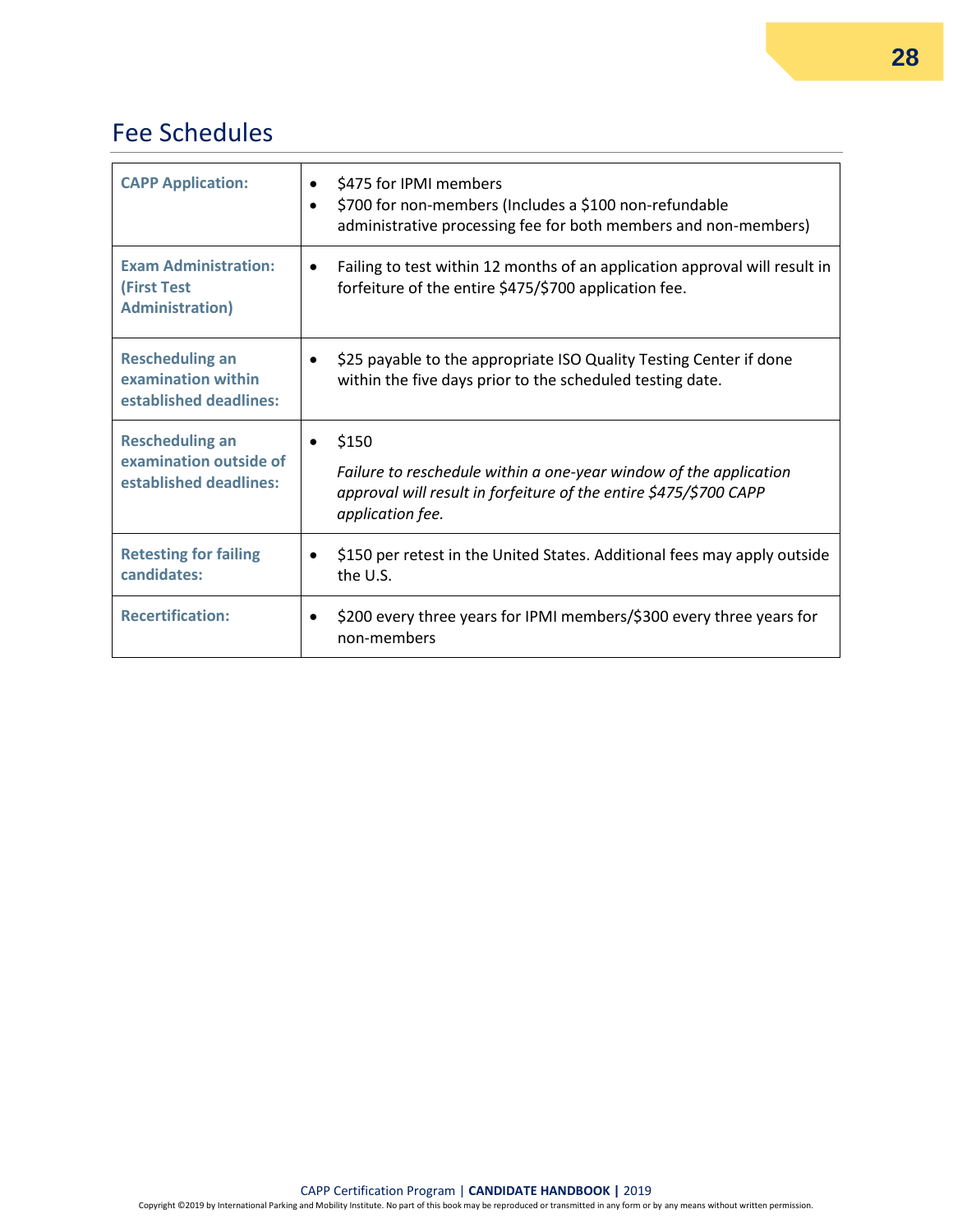## Fee Schedules

| | |
|---|---|
| **CAPP Application:** | • $475 for IPMI members<br>• $700 for non-members (Includes a $100 non-refundable administrative processing fee for both members and non-members) |
| **Exam Administration: (First Test Administration)** | • Failing to test within 12 months of an application approval will result in forfeiture of the entire $475/$700 application fee. |
| **Rescheduling an examination within established deadlines:** | • $25 payable to the appropriate ISO Quality Testing Center if done within the five days prior to the scheduled testing date. |
| **Rescheduling an examination outside of established deadlines:** | • $150<br>*Failure to reschedule within a one-year window of the application approval will result in forfeiture of the entire $475/$700 CAPP application fee.* |
| **Retesting for failing candidates:** | • $150 per retest in the United States. Additional fees may apply outside the U.S. |
| **Recertification:** | • $200 every three years for IPMI members/$300 every three years for non-members |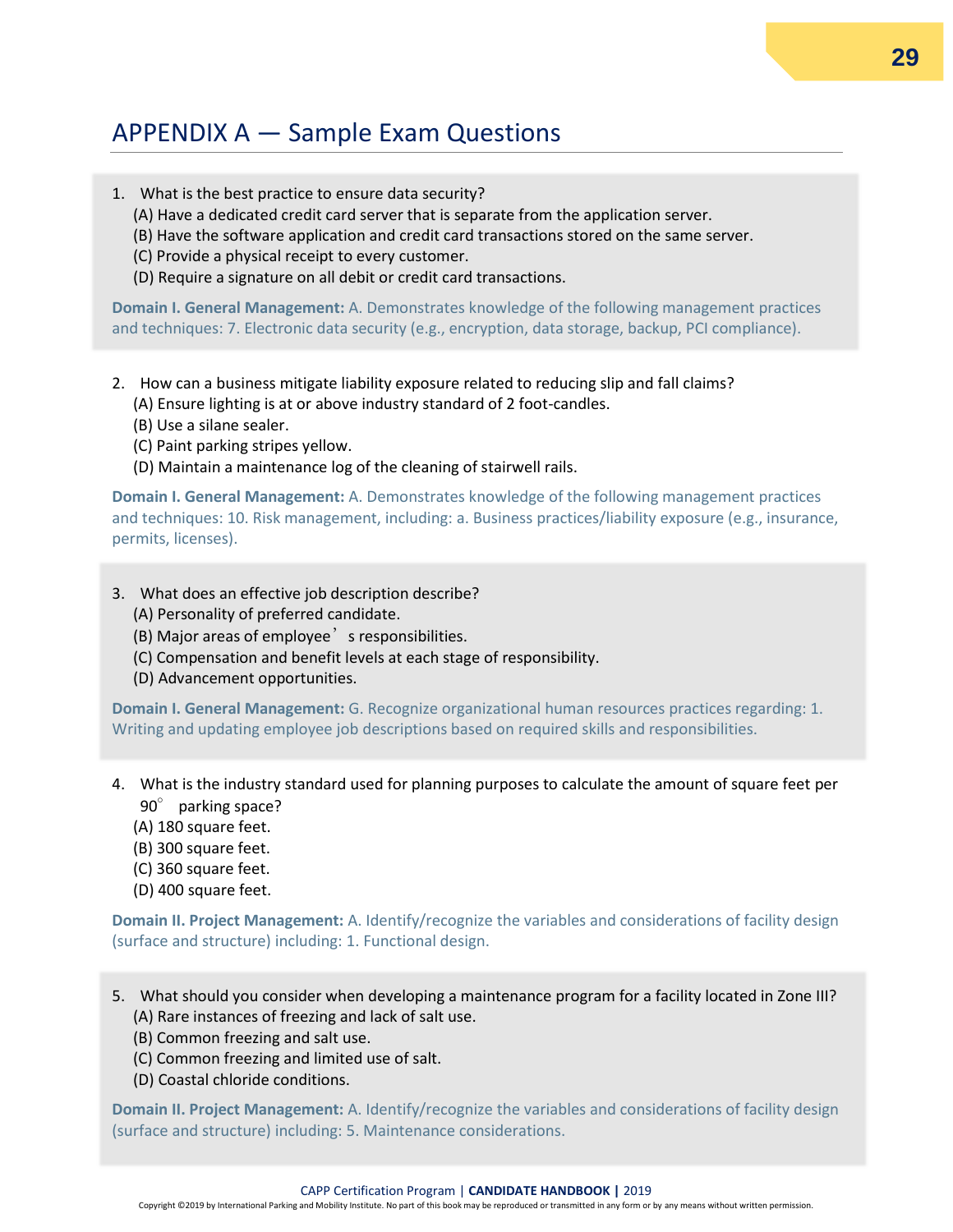# APPENDIX A — Sample Exam Questions

1. What is the best practice to ensure data security?
   (A) Have a dedicated credit card server that is separate from the application server.
   (B) Have the software application and credit card transactions stored on the same server.
   (C) Provide a physical receipt to every customer.
   (D) Require a signature on all debit or credit card transactions.

**Domain I. General Management:** A. Demonstrates knowledge of the following management practices and techniques: 7. Electronic data security (e.g., encryption, data storage, backup, PCI compliance).

2. How can a business mitigate liability exposure related to reducing slip and fall claims?
   (A) Ensure lighting is at or above industry standard of 2 foot-candles.
   (B) Use a silane sealer.
   (C) Paint parking stripes yellow.
   (D) Maintain a maintenance log of the cleaning of stairwell rails.

**Domain I. General Management:** A. Demonstrates knowledge of the following management practices and techniques: 10. Risk management, including: a. Business practices/liability exposure (e.g., insurance, permits, licenses).

3. What does an effective job description describe?
   (A) Personality of preferred candidate.
   (B) Major areas of employee's responsibilities.
   (C) Compensation and benefit levels at each stage of responsibility.
   (D) Advancement opportunities.

**Domain I. General Management:** G. Recognize organizational human resources practices regarding: 1. Writing and updating employee job descriptions based on required skills and responsibilities.

4. What is the industry standard used for planning purposes to calculate the amount of square feet per 90° parking space?
   (A) 180 square feet.
   (B) 300 square feet.
   (C) 360 square feet.
   (D) 400 square feet.

**Domain II. Project Management:** A. Identify/recognize the variables and considerations of facility design (surface and structure) including: 1. Functional design.

5. What should you consider when developing a maintenance program for a facility located in Zone III?
   (A) Rare instances of freezing and lack of salt use.
   (B) Common freezing and salt use.
   (C) Common freezing and limited use of salt.
   (D) Coastal chloride conditions.

**Domain II. Project Management:** A. Identify/recognize the variables and considerations of facility design (surface and structure) including: 5. Maintenance considerations.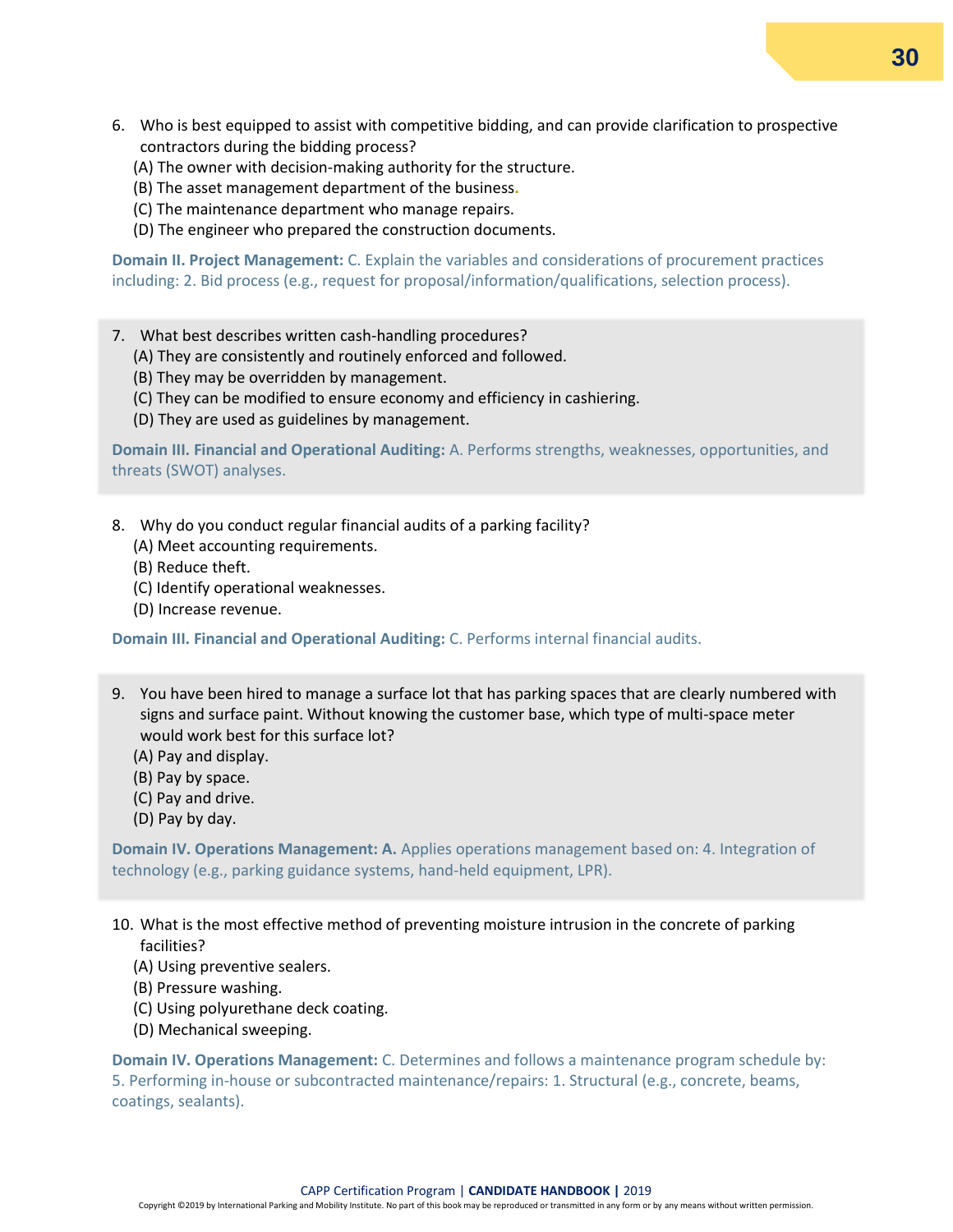6. Who is best equipped to assist with competitive bidding, and can provide clarification to prospective contractors during the bidding process?
   (A) The owner with decision-making authority for the structure.
   (B) The asset management department of the business.
   (C) The maintenance department who manage repairs.
   (D) The engineer who prepared the construction documents.

**Domain II. Project Management:** C. Explain the variables and considerations of procurement practices including: 2. Bid process (e.g., request for proposal/information/qualifications, selection process).

7. What best describes written cash-handling procedures?
   (A) They are consistently and routinely enforced and followed.
   (B) They may be overridden by management.
   (C) They can be modified to ensure economy and efficiency in cashiering.
   (D) They are used as guidelines by management.

**Domain III. Financial and Operational Auditing:** A. Performs strengths, weaknesses, opportunities, and threats (SWOT) analyses.

8. Why do you conduct regular financial audits of a parking facility?
   (A) Meet accounting requirements.
   (B) Reduce theft.
   (C) Identify operational weaknesses.
   (D) Increase revenue.

**Domain III. Financial and Operational Auditing:** C. Performs internal financial audits.

9. You have been hired to manage a surface lot that has parking spaces that are clearly numbered with signs and surface paint. Without knowing the customer base, which type of multi-space meter would work best for this surface lot?
   (A) Pay and display.
   (B) Pay by space.
   (C) Pay and drive.
   (D) Pay by day.

**Domain IV. Operations Management: A.** Applies operations management based on: 4. Integration of technology (e.g., parking guidance systems, hand-held equipment, LPR).

10. What is the most effective method of preventing moisture intrusion in the concrete of parking facilities?
    (A) Using preventive sealers.
    (B) Pressure washing.
    (C) Using polyurethane deck coating.
    (D) Mechanical sweeping.

**Domain IV. Operations Management:** C. Determines and follows a maintenance program schedule by: 5. Performing in-house or subcontracted maintenance/repairs: 1. Structural (e.g., concrete, beams, coatings, sealants).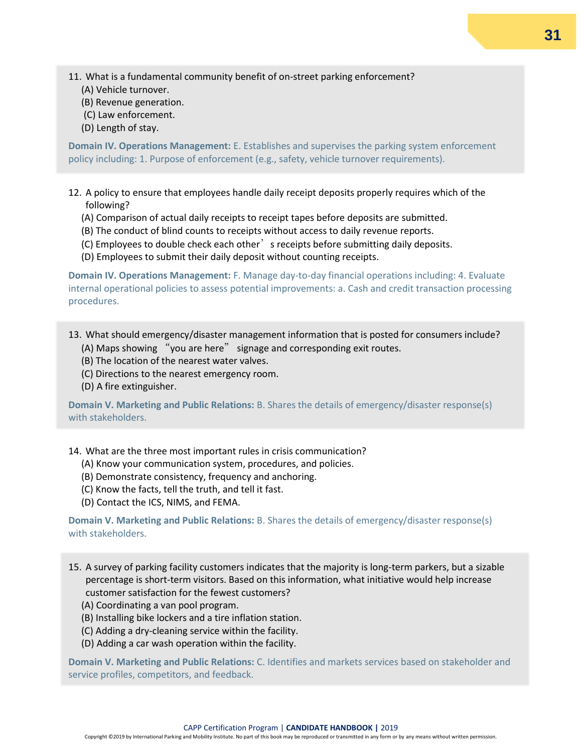11. What is a fundamental community benefit of on-street parking enforcement?
    (A) Vehicle turnover.
    (B) Revenue generation.
    (C) Law enforcement.
    (D) Length of stay.

**Domain IV. Operations Management:** E. Establishes and supervises the parking system enforcement policy including: 1. Purpose of enforcement (e.g., safety, vehicle turnover requirements).

12. A policy to ensure that employees handle daily receipt deposits properly requires which of the following?
    (A) Comparison of actual daily receipts to receipt tapes before deposits are submitted.
    (B) The conduct of blind counts to receipts without access to daily revenue reports.
    (C) Employees to double check each other's receipts before submitting daily deposits.
    (D) Employees to submit their daily deposit without counting receipts.

**Domain IV. Operations Management:** F. Manage day-to-day financial operations including: 4. Evaluate internal operational policies to assess potential improvements: a. Cash and credit transaction processing procedures.

13. What should emergency/disaster management information that is posted for consumers include?
    (A) Maps showing "you are here" signage and corresponding exit routes.
    (B) The location of the nearest water valves.
    (C) Directions to the nearest emergency room.
    (D) A fire extinguisher.

**Domain V. Marketing and Public Relations:** B. Shares the details of emergency/disaster response(s) with stakeholders.

14. What are the three most important rules in crisis communication?
    (A) Know your communication system, procedures, and policies.
    (B) Demonstrate consistency, frequency and anchoring.
    (C) Know the facts, tell the truth, and tell it fast.
    (D) Contact the ICS, NIMS, and FEMA.

**Domain V. Marketing and Public Relations:** B. Shares the details of emergency/disaster response(s) with stakeholders.

15. A survey of parking facility customers indicates that the majority is long-term parkers, but a sizable percentage is short-term visitors. Based on this information, what initiative would help increase customer satisfaction for the fewest customers?
    (A) Coordinating a van pool program.
    (B) Installing bike lockers and a tire inflation station.
    (C) Adding a dry-cleaning service within the facility.
    (D) Adding a car wash operation within the facility.

**Domain V. Marketing and Public Relations:** C. Identifies and markets services based on stakeholder and service profiles, competitors, and feedback.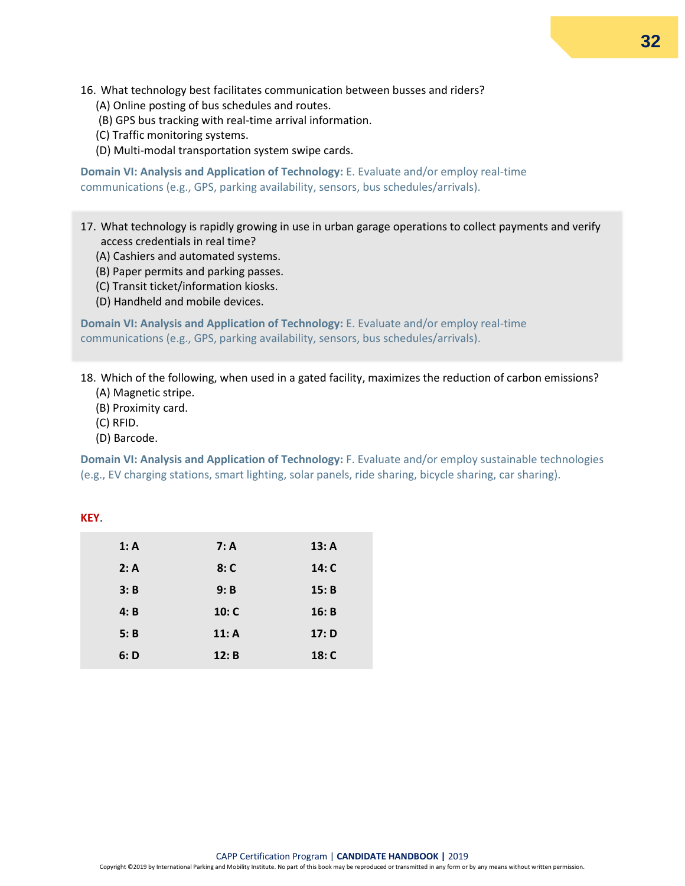16. What technology best facilitates communication between busses and riders?
    (A) Online posting of bus schedules and routes.
    (B) GPS bus tracking with real-time arrival information.
    (C) Traffic monitoring systems.
    (D) Multi-modal transportation system swipe cards.

**Domain VI: Analysis and Application of Technology:** E. Evaluate and/or employ real-time communications (e.g., GPS, parking availability, sensors, bus schedules/arrivals).

17. What technology is rapidly growing in use in urban garage operations to collect payments and verify access credentials in real time?
    (A) Cashiers and automated systems.
    (B) Paper permits and parking passes.
    (C) Transit ticket/information kiosks.
    (D) Handheld and mobile devices.

**Domain VI: Analysis and Application of Technology:** E. Evaluate and/or employ real-time communications (e.g., GPS, parking availability, sensors, bus schedules/arrivals).

18. Which of the following, when used in a gated facility, maximizes the reduction of carbon emissions?
    (A) Magnetic stripe.
    (B) Proximity card.
    (C) RFID.
    (D) Barcode.

**Domain VI: Analysis and Application of Technology:** F. Evaluate and/or employ sustainable technologies (e.g., EV charging stations, smart lighting, solar panels, ride sharing, bicycle sharing, car sharing).

**KEY**.

| | | |
|---|---|---|
| **1: A** | **7: A** | **13: A** |
| **2: A** | **8: C** | **14: C** |
| **3: B** | **9: B** | **15: B** |
| **4: B** | **10: C** | **16: B** |
| **5: B** | **11: A** | **17: D** |
| **6: D** | **12: B** | **18: C** |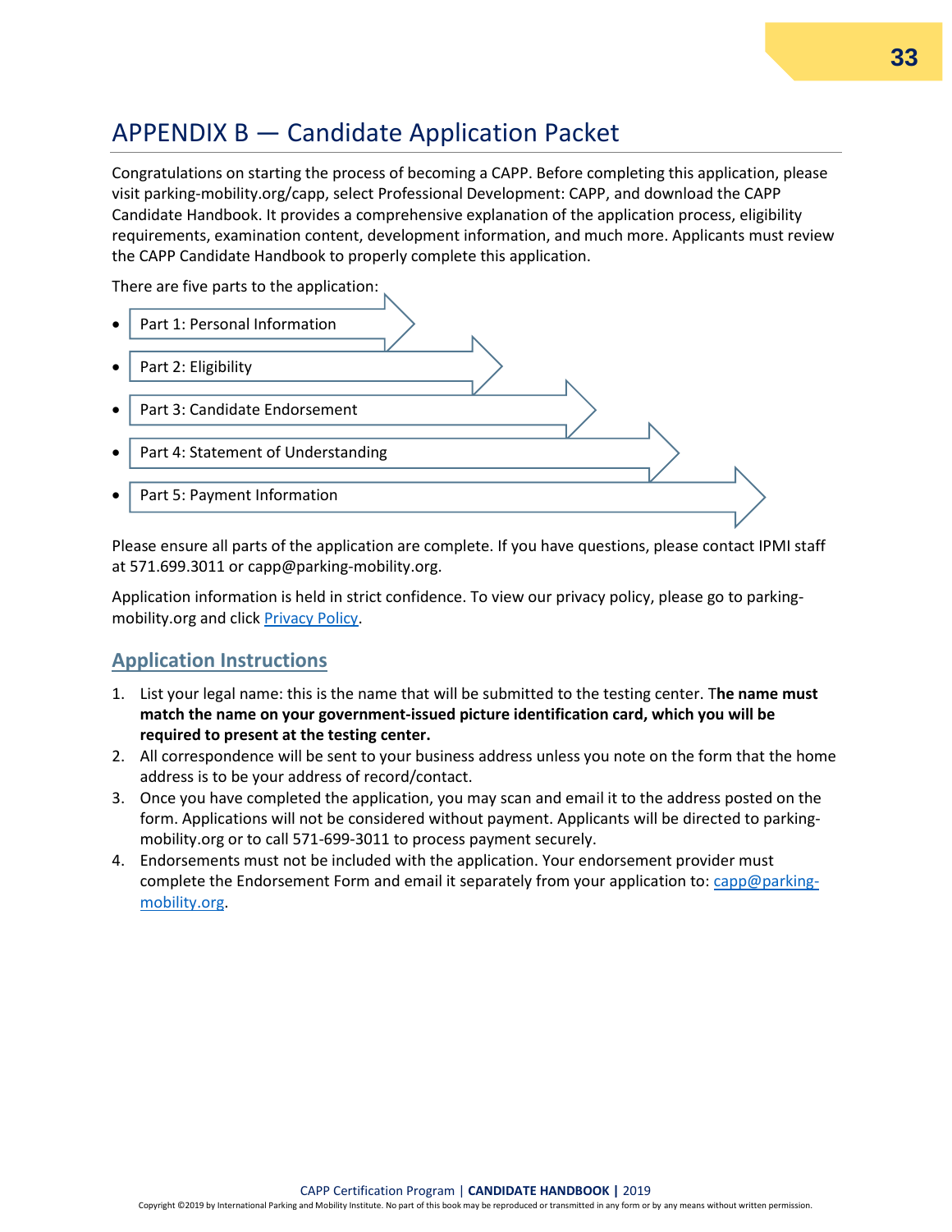# APPENDIX B — Candidate Application Packet

Congratulations on starting the process of becoming a CAPP. Before completing this application, please visit parking-mobility.org/capp, select Professional Development: CAPP, and download the CAPP Candidate Handbook. It provides a comprehensive explanation of the application process, eligibility requirements, examination content, development information, and much more. Applicants must review the CAPP Candidate Handbook to properly complete this application.

There are five parts to the application:

- Part 1: Personal Information
- Part 2: Eligibility
- Part 3: Candidate Endorsement
- Part 4: Statement of Understanding
- Part 5: Payment Information

Please ensure all parts of the application are complete. If you have questions, please contact IPMI staff at 571.699.3011 or capp@parking-mobility.org.

Application information is held in strict confidence. To view our privacy policy, please go to parking-mobility.org and click Privacy Policy.

## Application Instructions

1. List your legal name: this is the name that will be submitted to the testing center. T**he name must match the name on your government-issued picture identification card, which you will be required to present at the testing center.**
2. All correspondence will be sent to your business address unless you note on the form that the home address is to be your address of record/contact.
3. Once you have completed the application, you may scan and email it to the address posted on the form. Applications will not be considered without payment. Applicants will be directed to parking-mobility.org or to call 571-699-3011 to process payment securely.
4. Endorsements must not be included with the application. Your endorsement provider must complete the Endorsement Form and email it separately from your application to: capp@parking-mobility.org.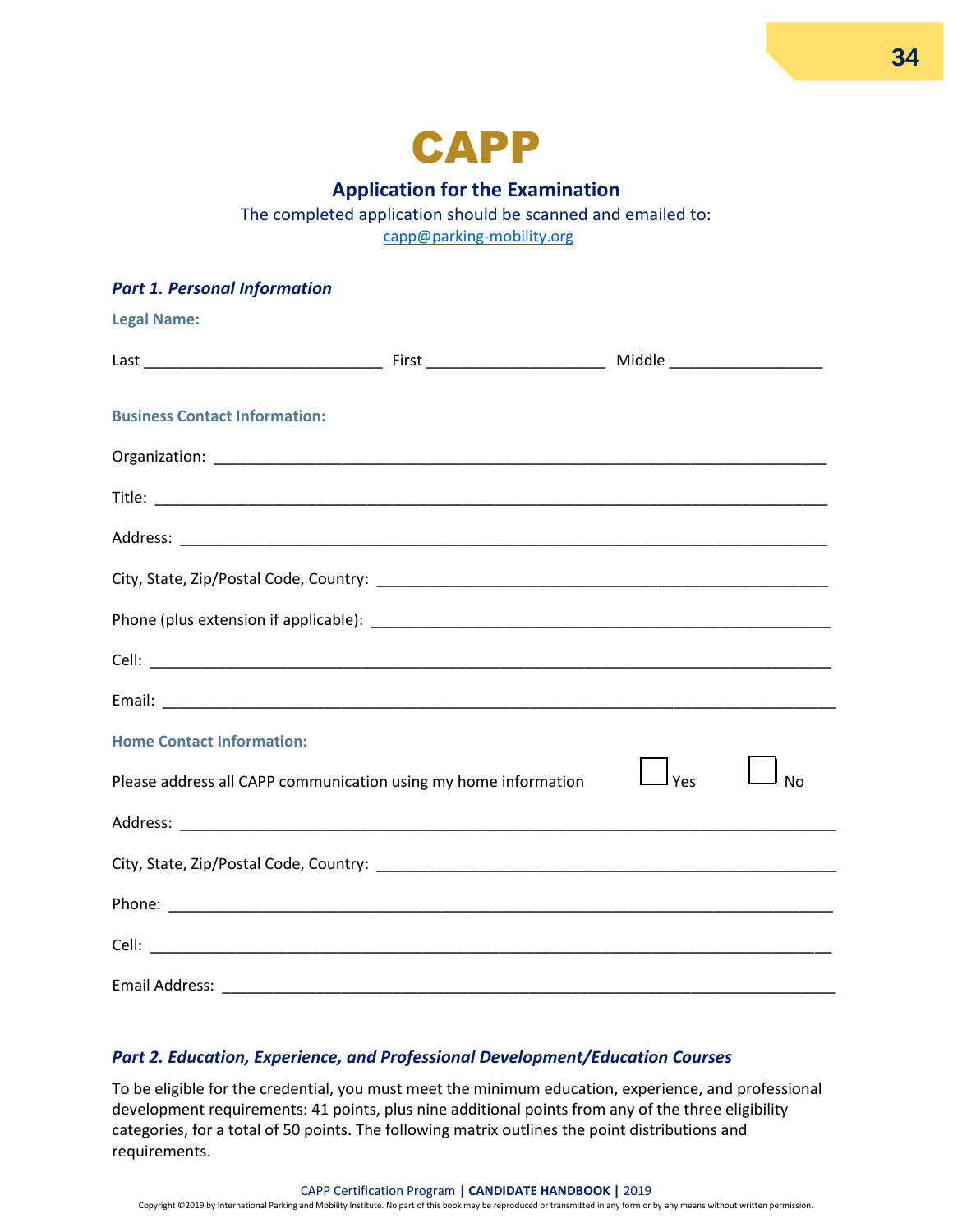# CAPP

## Application for the Examination

The completed application should be scanned and emailed to:
capp@parking-mobility.org

### *Part 1. Personal Information*

**Legal Name:**

Last ____________________________ First _____________________ Middle __________________

**Business Contact Information:**

Organization: ________________________________________________________________________

Title: ______________________________________________________________________________

Address: ____________________________________________________________________________

City, State, Zip/Postal Code, Country: _____________________________________________________

Phone (plus extension if applicable): ______________________________________________________

Cell: _______________________________________________________________________________

Email: ______________________________________________________________________________

**Home Contact Information:**

Please address all CAPP communication using my home information ☐ Yes ☐ No

Address: ____________________________________________________________________________

City, State, Zip/Postal Code, Country: _____________________________________________________

Phone: ______________________________________________________________________________

Cell: _______________________________________________________________________________

Email Address: _______________________________________________________________________

### *Part 2. Education, Experience, and Professional Development/Education Courses*

To be eligible for the credential, you must meet the minimum education, experience, and professional development requirements: 41 points, plus nine additional points from any of the three eligibility categories, for a total of 50 points. The following matrix outlines the point distributions and requirements.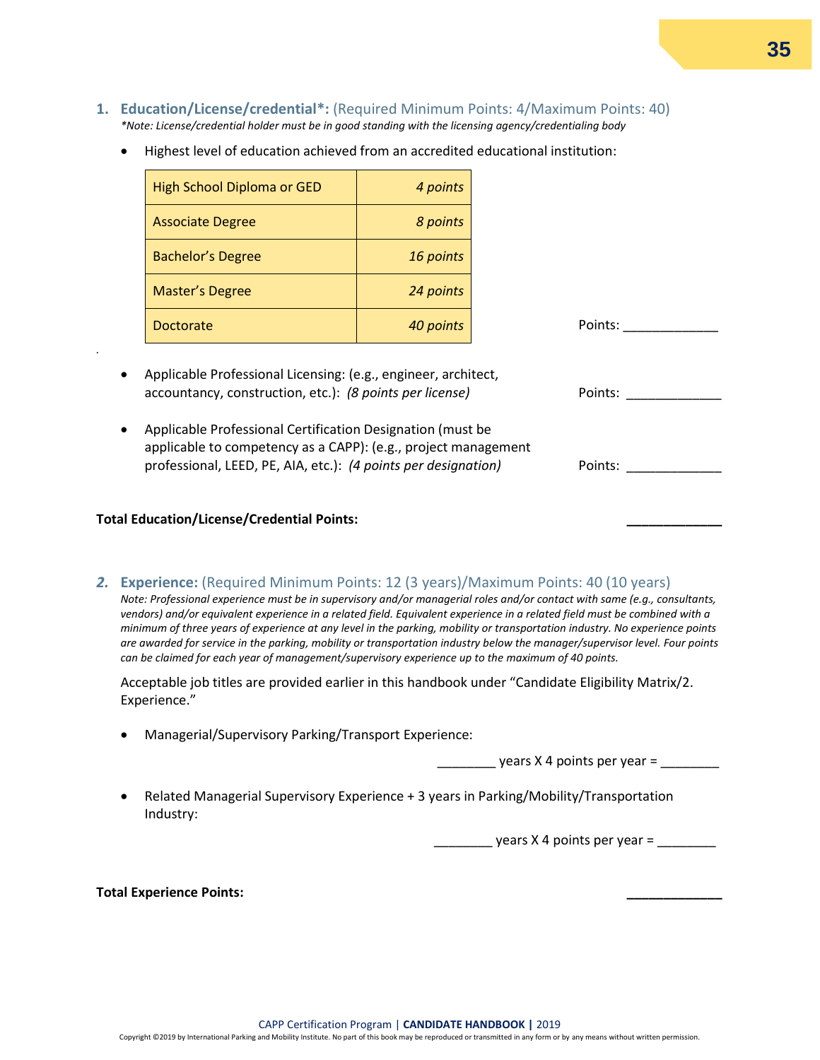1. **Education/License/credential*:** (Required Minimum Points: 4/Maximum Points: 40)
*\*Note: License/credential holder must be in good standing with the licensing agency/credentialing body*

- Highest level of education achieved from an accredited educational institution:

| | |
|---|---|
| High School Diploma or GED | *4 points* |
| Associate Degree | *8 points* |
| Bachelor's Degree | *16 points* |
| Master's Degree | *24 points* |
| Doctorate | *40 points* |

Points: _____________

- Applicable Professional Licensing: (e.g., engineer, architect, accountancy, construction, etc.): *(8 points per license)* Points: _____________

- Applicable Professional Certification Designation (must be applicable to competency as a CAPP): (e.g., project management professional, LEED, PE, AIA, etc.): *(4 points per designation)* Points: _____________

**Total Education/License/Credential Points:** _____________

2. **Experience:** (Required Minimum Points: 12 (3 years)/Maximum Points: 40 (10 years))
*Note: Professional experience must be in supervisory and/or managerial roles and/or contact with same (e.g., consultants, vendors) and/or equivalent experience in a related field. Equivalent experience in a related field must be combined with a minimum of three years of experience at any level in the parking, mobility or transportation industry. No experience points are awarded for service in the parking, mobility or transportation industry below the manager/supervisor level. Four points can be claimed for each year of management/supervisory experience up to the maximum of 40 points.*

Acceptable job titles are provided earlier in this handbook under "Candidate Eligibility Matrix/2. Experience."

- Managerial/Supervisory Parking/Transport Experience:

________ years X 4 points per year = ________

- Related Managerial Supervisory Experience + 3 years in Parking/Mobility/Transportation Industry:

________ years X 4 points per year = ________

**Total Experience Points:** _____________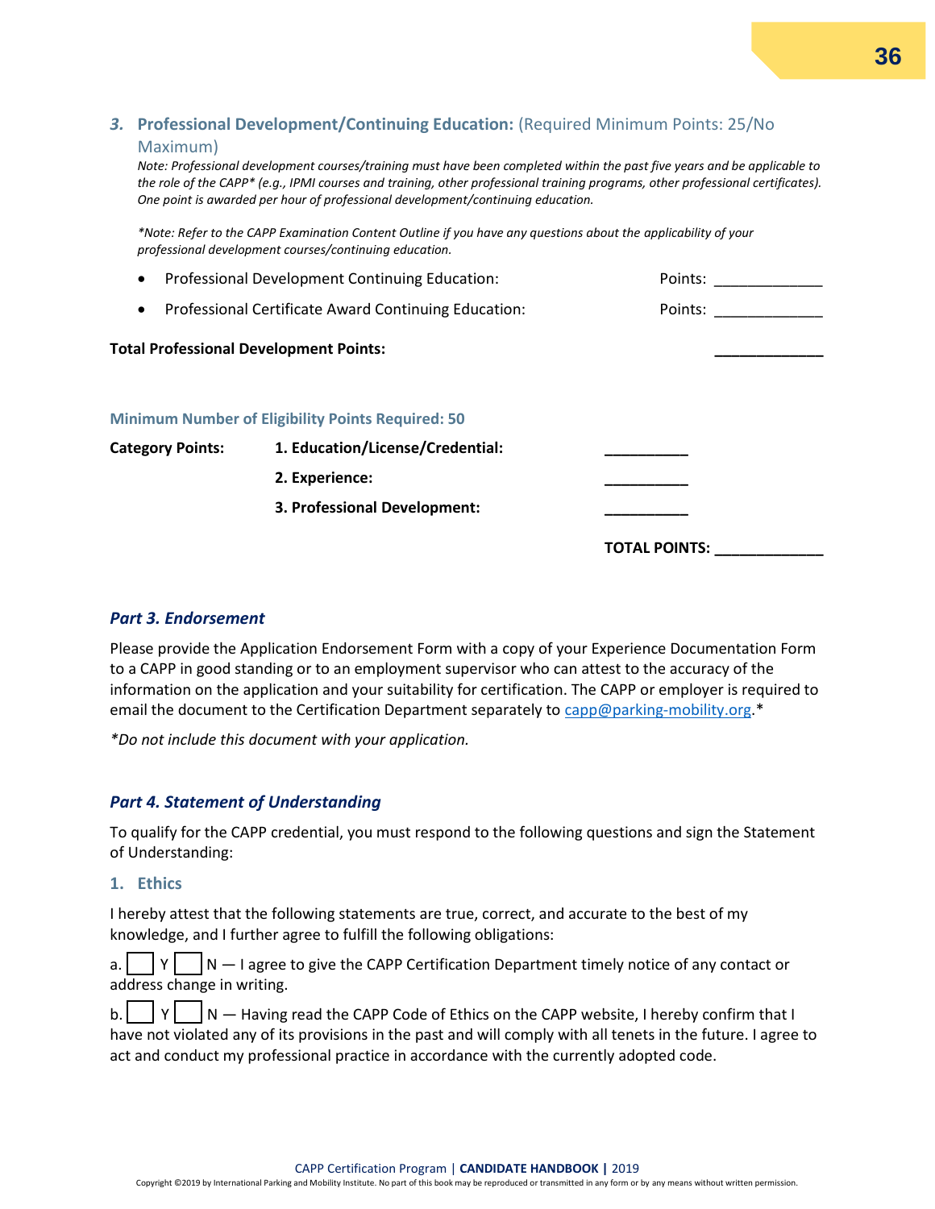### 3. Professional Development/Continuing Education: (Required Minimum Points: 25/No Maximum)

*Note: Professional development courses/training must have been completed within the past five years and be applicable to the role of the CAPP* (e.g., IPMI courses and training, other professional training programs, other professional certificates). One point is awarded per hour of professional development/continuing education.*

**Note: Refer to the CAPP Examination Content Outline if you have any questions about the applicability of your professional development courses/continuing education.*

- Professional Development Continuing Education: Points: _____________
- Professional Certificate Award Continuing Education: Points: _____________

**Total Professional Development Points:** _____________

**Minimum Number of Eligibility Points Required: 50**

| **Category Points:** | **1. Education/License/Credential:** | __________ |
|---|---|---|
| | **2. Experience:** | __________ |
| | **3. Professional Development:** | __________ |
| | | **TOTAL POINTS:** _____________ |

## *Part 3. Endorsement*

Please provide the Application Endorsement Form with a copy of your Experience Documentation Form to a CAPP in good standing or to an employment supervisor who can attest to the accuracy of the information on the application and your suitability for certification. The CAPP or employer is required to email the document to the Certification Department separately to capp@parking-mobility.org.*

**Do not include this document with your application.*

## *Part 4. Statement of Understanding*

To qualify for the CAPP credential, you must respond to the following questions and sign the Statement of Understanding:

### 1. Ethics

I hereby attest that the following statements are true, correct, and accurate to the best of my knowledge, and I further agree to fulfill the following obligations:

a. ☐ Y ☐ N — I agree to give the CAPP Certification Department timely notice of any contact or address change in writing.

b. ☐ Y ☐ N — Having read the CAPP Code of Ethics on the CAPP website, I hereby confirm that I have not violated any of its provisions in the past and will comply with all tenets in the future. I agree to act and conduct my professional practice in accordance with the currently adopted code.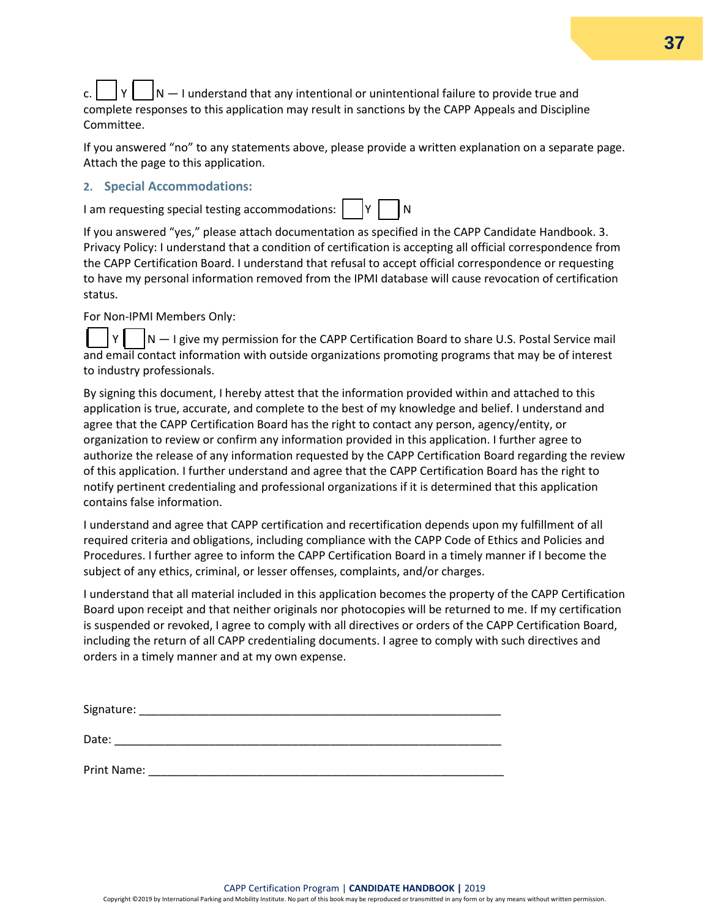c. ☐ Y ☐ N — I understand that any intentional or unintentional failure to provide true and complete responses to this application may result in sanctions by the CAPP Appeals and Discipline Committee.

If you answered "no" to any statements above, please provide a written explanation on a separate page. Attach the page to this application.

### 2. Special Accommodations:

I am requesting special testing accommodations: ☐ Y ☐ N

If you answered "yes," please attach documentation as specified in the CAPP Candidate Handbook. 3. Privacy Policy: I understand that a condition of certification is accepting all official correspondence from the CAPP Certification Board. I understand that refusal to accept official correspondence or requesting to have my personal information removed from the IPMI database will cause revocation of certification status.

For Non-IPMI Members Only:

☐ Y ☐ N — I give my permission for the CAPP Certification Board to share U.S. Postal Service mail and email contact information with outside organizations promoting programs that may be of interest to industry professionals.

By signing this document, I hereby attest that the information provided within and attached to this application is true, accurate, and complete to the best of my knowledge and belief. I understand and agree that the CAPP Certification Board has the right to contact any person, agency/entity, or organization to review or confirm any information provided in this application. I further agree to authorize the release of any information requested by the CAPP Certification Board regarding the review of this application. I further understand and agree that the CAPP Certification Board has the right to notify pertinent credentialing and professional organizations if it is determined that this application contains false information.

I understand and agree that CAPP certification and recertification depends upon my fulfillment of all required criteria and obligations, including compliance with the CAPP Code of Ethics and Policies and Procedures. I further agree to inform the CAPP Certification Board in a timely manner if I become the subject of any ethics, criminal, or lesser offenses, complaints, and/or charges.

I understand that all material included in this application becomes the property of the CAPP Certification Board upon receipt and that neither originals nor photocopies will be returned to me. If my certification is suspended or revoked, I agree to comply with all directives or orders of the CAPP Certification Board, including the return of all CAPP credentialing documents. I agree to comply with such directives and orders in a timely manner and at my own expense.

Signature: ___________________________________________________________

Date: ______________________________________________________________

Print Name: _________________________________________________________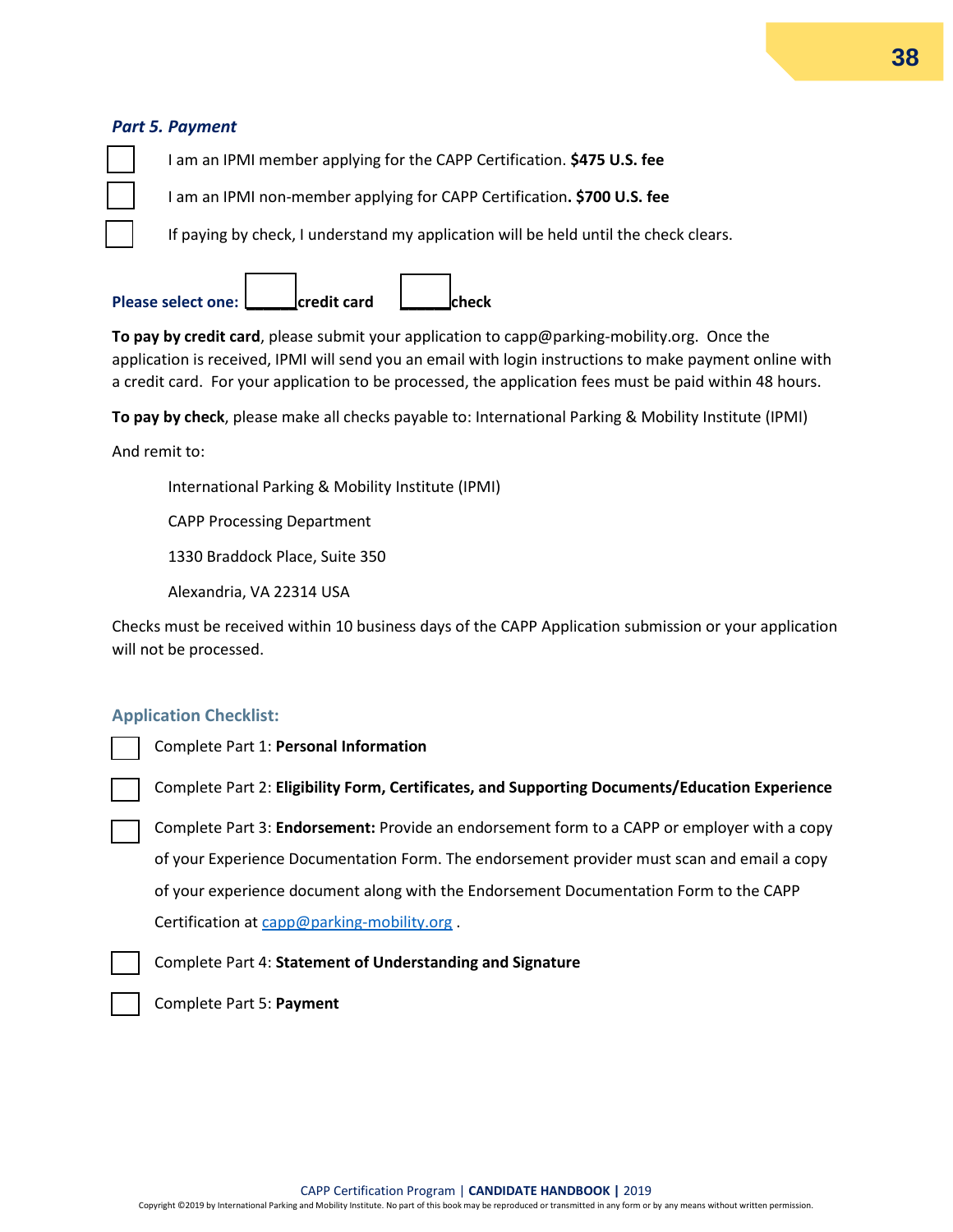### *Part 5. Payment*

- ☐ I am an IPMI member applying for the CAPP Certification. **$475 U.S. fee**
- ☐ I am an IPMI non-member applying for CAPP Certification**. $700 U.S. fee**
- ☐ If paying by check, I understand my application will be held until the check clears.

**Please select one: ______credit card ______check**

**To pay by credit card**, please submit your application to capp@parking-mobility.org. Once the application is received, IPMI will send you an email with login instructions to make payment online with a credit card. For your application to be processed, the application fees must be paid within 48 hours.

**To pay by check**, please make all checks payable to: International Parking & Mobility Institute (IPMI)

And remit to:

> International Parking & Mobility Institute (IPMI)
>
> CAPP Processing Department
>
> 1330 Braddock Place, Suite 350
>
> Alexandria, VA 22314 USA

Checks must be received within 10 business days of the CAPP Application submission or your application will not be processed.

### Application Checklist:

- ☐ Complete Part 1: **Personal Information**
- ☐ Complete Part 2: **Eligibility Form, Certificates, and Supporting Documents/Education Experience**
- ☐ Complete Part 3: **Endorsement:** Provide an endorsement form to a CAPP or employer with a copy of your Experience Documentation Form. The endorsement provider must scan and email a copy of your experience document along with the Endorsement Documentation Form to the CAPP Certification at capp@parking-mobility.org .
- ☐ Complete Part 4: **Statement of Understanding and Signature**
- ☐ Complete Part 5: **Payment**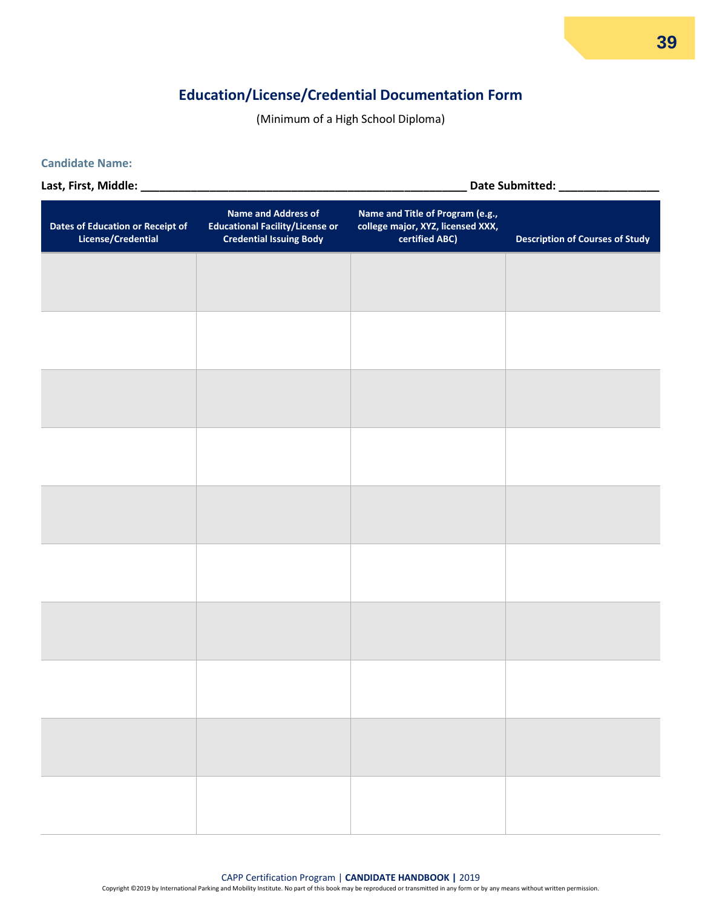## Education/License/Credential Documentation Form

(Minimum of a High School Diploma)

**Candidate Name:**

**Last, First, Middle:** ____________________________________________________ **Date Submitted:** _______________

| Dates of Education or Receipt of License/Credential | Name and Address of Educational Facility/License or Credential Issuing Body | Name and Title of Program (e.g., college major, XYZ, licensed XXX, certified ABC) | Description of Courses of Study |
|---|---|---|---|
| | | | |
| | | | |
| | | | |
| | | | |
| | | | |
| | | | |
| | | | |
| | | | |
| | | | |
| | | | |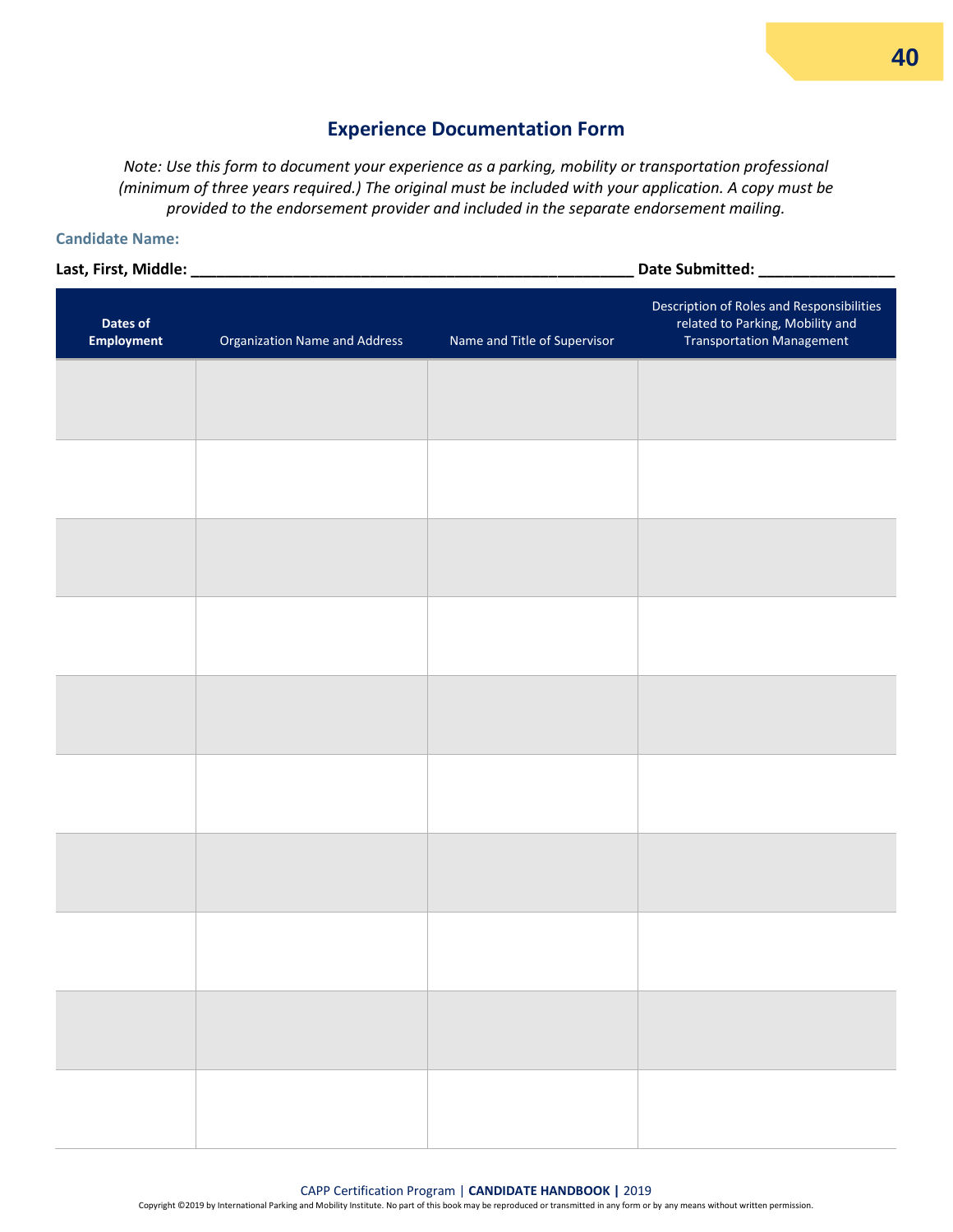## Experience Documentation Form

*Note: Use this form to document your experience as a parking, mobility or transportation professional (minimum of three years required.) The original must be included with your application. A copy must be provided to the endorsement provider and included in the separate endorsement mailing.*

**Candidate Name:**

**Last, First, Middle:** ______________________________________________________ **Date Submitted:** ________________

| Dates of Employment | Organization Name and Address | Name and Title of Supervisor | Description of Roles and Responsibilities related to Parking, Mobility and Transportation Management |
|---|---|---|---|
| | | | |
| | | | |
| | | | |
| | | | |
| | | | |
| | | | |
| | | | |
| | | | |
| | | | |
| | | | |

Copyright ©2019 by International Parking and Mobility Institute. No part of this book may be reproduced or transmitted in any form or by any means without written permission.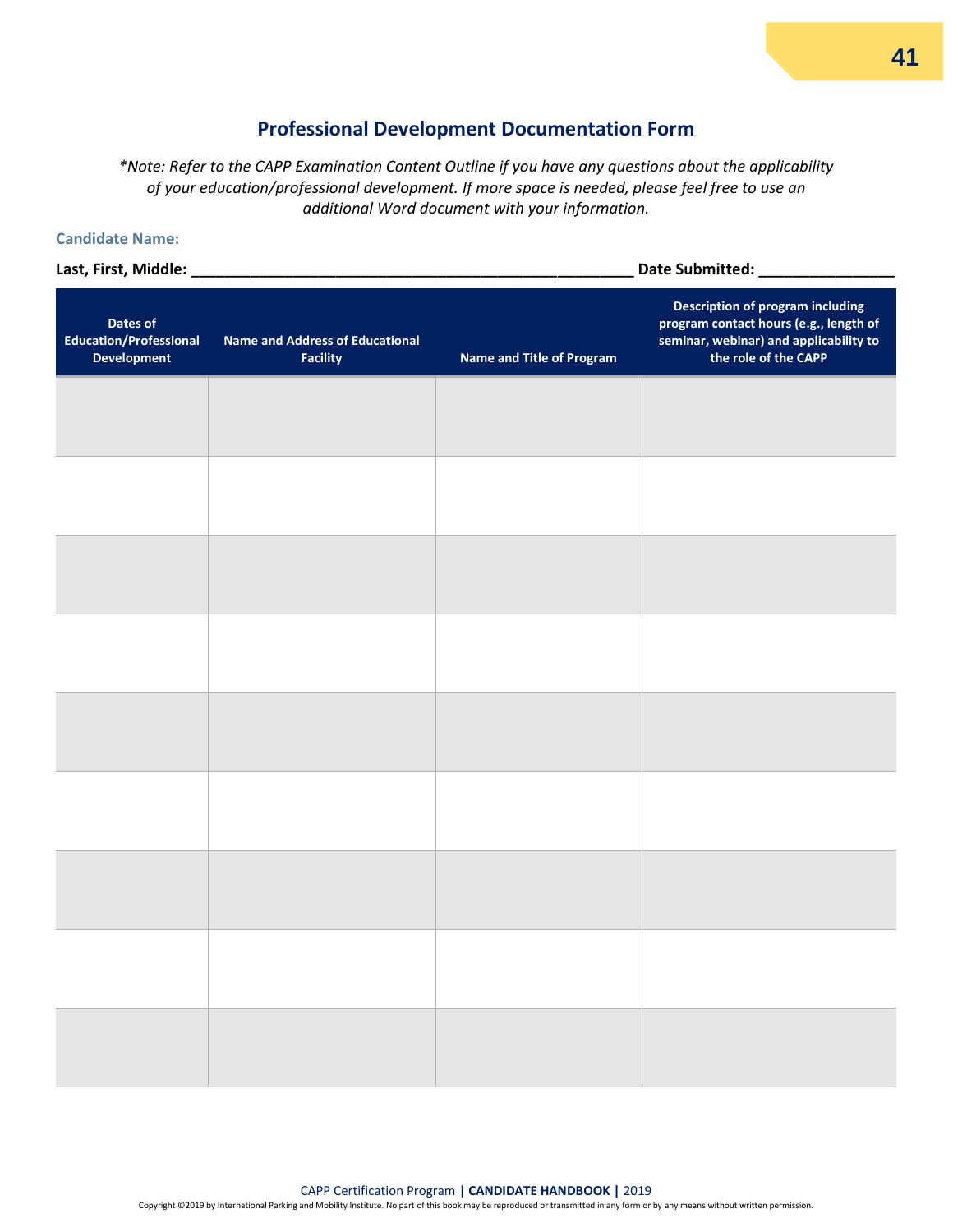## Professional Development Documentation Form

*\*Note: Refer to the CAPP Examination Content Outline if you have any questions about the applicability of your education/professional development. If more space is needed, please feel free to use an additional Word document with your information.*

**Candidate Name:**

**Last, First, Middle:** ______________________________________________________ **Date Submitted:** ________________

| Dates of Education/Professional Development | Name and Address of Educational Facility | Name and Title of Program | Description of program including program contact hours (e.g., length of seminar, webinar) and applicability to the role of the CAPP |
|---|---|---|---|
| | | | |
| | | | |
| | | | |
| | | | |
| | | | |
| | | | |
| | | | |
| | | | |
| | | | |

CAPP Certification Program | **CANDIDATE HANDBOOK |** 2019

Copyright ©2019 by International Parking and Mobility Institute. No part of this book may be reproduced or transmitted in any form or by any means without written permission.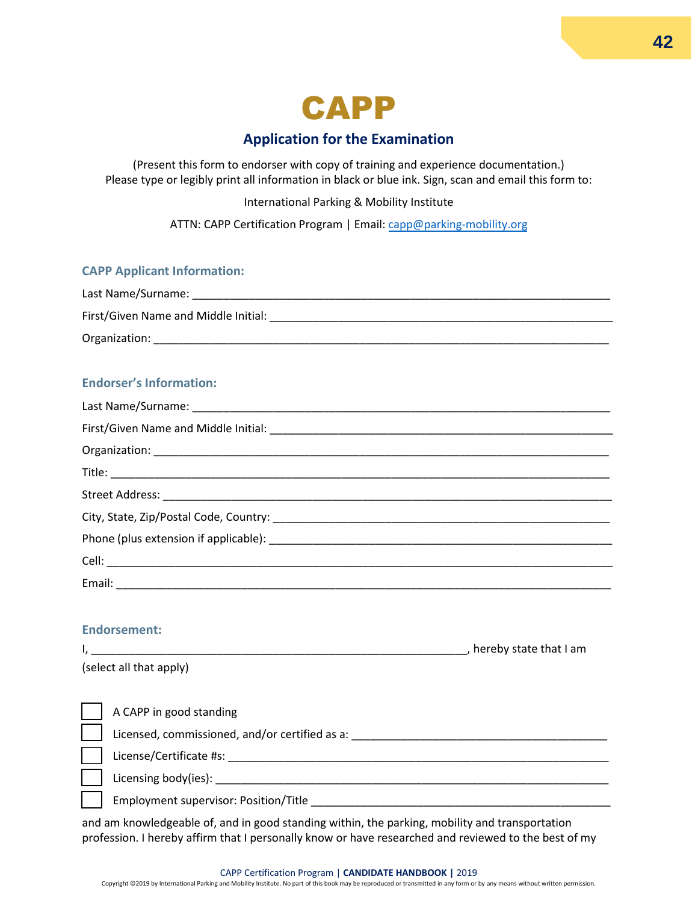# CAPP

## Application for the Examination

(Present this form to endorser with copy of training and experience documentation.)
Please type or legibly print all information in black or blue ink. Sign, scan and email this form to:

International Parking & Mobility Institute

ATTN: CAPP Certification Program | Email: capp@parking-mobility.org

### CAPP Applicant Information:

Last Name/Surname: ______________________________________________________________________

First/Given Name and Middle Initial: _______________________________________________________

Organization: ___________________________________________________________________________

### Endorser's Information:

Last Name/Surname: ______________________________________________________________________

First/Given Name and Middle Initial: _______________________________________________________

Organization: ___________________________________________________________________________

Title: __________________________________________________________________________________

Street Address: __________________________________________________________________________

City, State, Zip/Postal Code, Country: _____________________________________________________

Phone (plus extension if applicable): ______________________________________________________

Cell: ___________________________________________________________________________________

Email: __________________________________________________________________________________

### Endorsement:

I, _________________________________________________________, hereby state that I am (select all that apply)

- ☐ A CAPP in good standing
- ☐ Licensed, commissioned, and/or certified as a: ________________________________________
- ☐ License/Certificate #s: ___________________________________________________________
- ☐ Licensing body(ies): _____________________________________________________________
- ☐ Employment supervisor: Position/Title ______________________________________________

and am knowledgeable of, and in good standing within, the parking, mobility and transportation profession. I hereby affirm that I personally know or have researched and reviewed to the best of my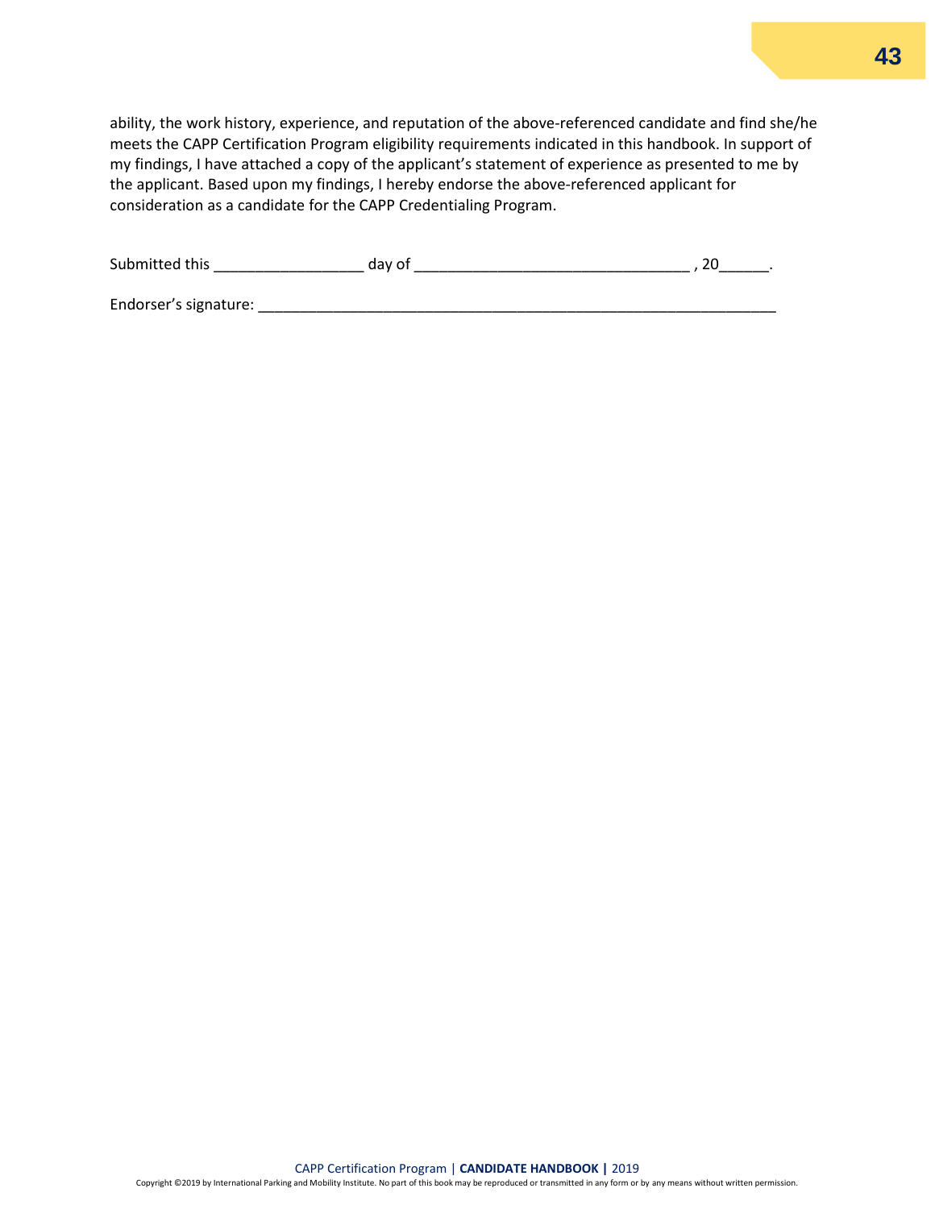ability, the work history, experience, and reputation of the above-referenced candidate and find she/he meets the CAPP Certification Program eligibility requirements indicated in this handbook. In support of my findings, I have attached a copy of the applicant's statement of experience as presented to me by the applicant. Based upon my findings, I hereby endorse the above-referenced applicant for consideration as a candidate for the CAPP Credentialing Program.

Submitted this _________________ day of ________________________________ , 20______.

Endorser's signature: ______________________________________________________________